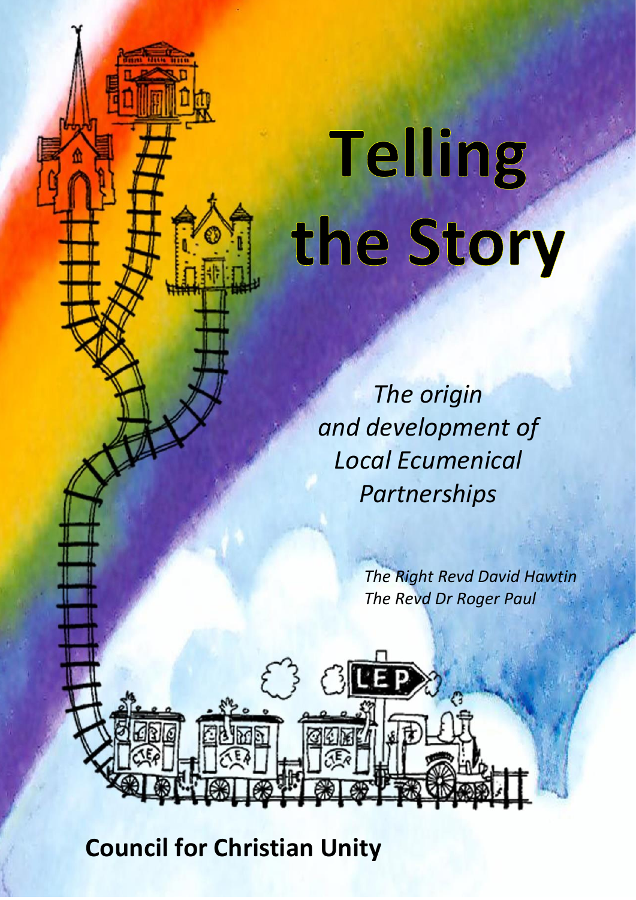# Telling the Story

*The origin and development of Local Ecumenical Partnerships*

*The Right Revd David Hawtin*
*The Revd Dr Roger Paul*

**Council for Christian Unity**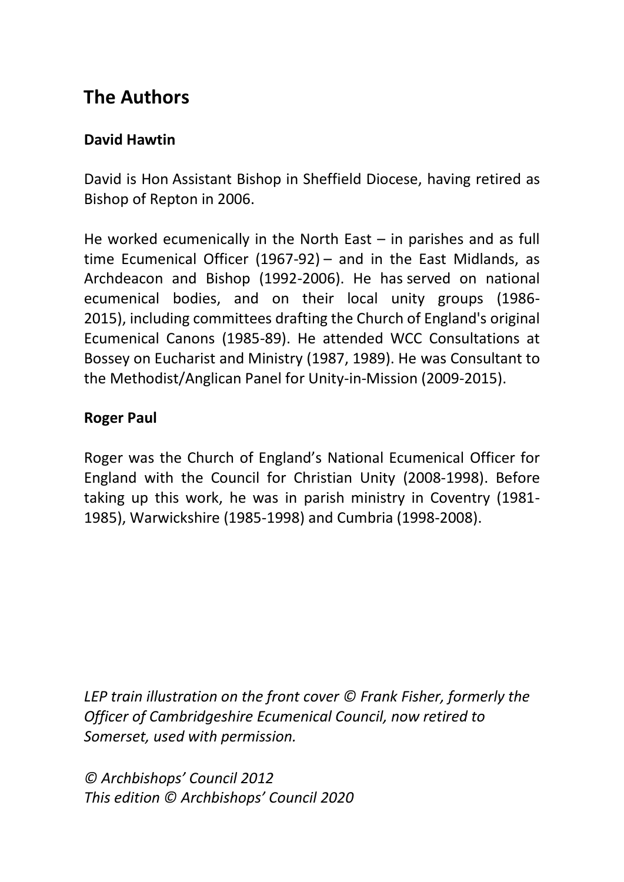## The Authors

### David Hawtin

David is Hon Assistant Bishop in Sheffield Diocese, having retired as Bishop of Repton in 2006.

He worked ecumenically in the North East – in parishes and as full time Ecumenical Officer (1967-92) – and in the East Midlands, as Archdeacon and Bishop (1992-2006). He has served on national ecumenical bodies, and on their local unity groups (1986-2015), including committees drafting the Church of England's original Ecumenical Canons (1985-89). He attended WCC Consultations at Bossey on Eucharist and Ministry (1987, 1989). He was Consultant to the Methodist/Anglican Panel for Unity-in-Mission (2009-2015).

### Roger Paul

Roger was the Church of England's National Ecumenical Officer for England with the Council for Christian Unity (2008-1998). Before taking up this work, he was in parish ministry in Coventry (1981-1985), Warwickshire (1985-1998) and Cumbria (1998-2008).

*LEP train illustration on the front cover © Frank Fisher, formerly the Officer of Cambridgeshire Ecumenical Council, now retired to Somerset, used with permission.*

*© Archbishops' Council 2012*
*This edition © Archbishops' Council 2020*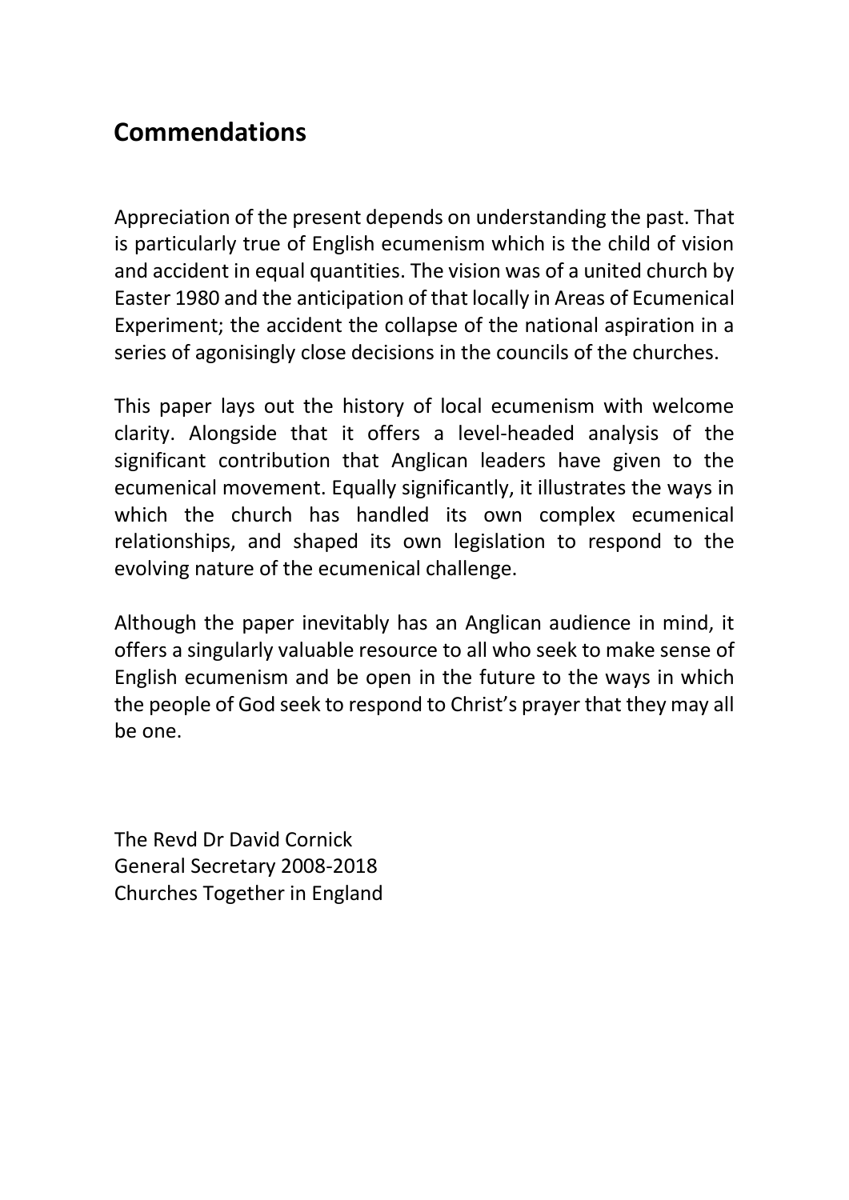## Commendations

Appreciation of the present depends on understanding the past. That is particularly true of English ecumenism which is the child of vision and accident in equal quantities. The vision was of a united church by Easter 1980 and the anticipation of that locally in Areas of Ecumenical Experiment; the accident the collapse of the national aspiration in a series of agonisingly close decisions in the councils of the churches.

This paper lays out the history of local ecumenism with welcome clarity. Alongside that it offers a level-headed analysis of the significant contribution that Anglican leaders have given to the ecumenical movement. Equally significantly, it illustrates the ways in which the church has handled its own complex ecumenical relationships, and shaped its own legislation to respond to the evolving nature of the ecumenical challenge.

Although the paper inevitably has an Anglican audience in mind, it offers a singularly valuable resource to all who seek to make sense of English ecumenism and be open in the future to the ways in which the people of God seek to respond to Christ's prayer that they may all be one.

The Revd Dr David Cornick
General Secretary 2008-2018
Churches Together in England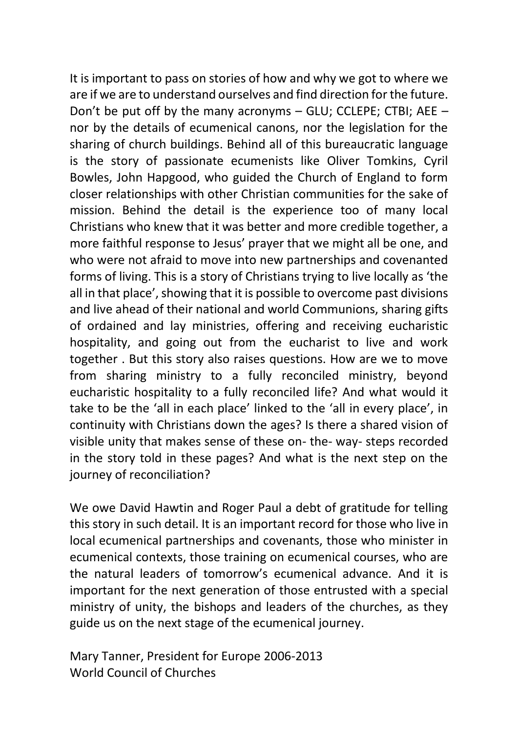It is important to pass on stories of how and why we got to where we are if we are to understand ourselves and find direction for the future. Don't be put off by the many acronyms – GLU; CCLEPE; CTBI; AEE – nor by the details of ecumenical canons, nor the legislation for the sharing of church buildings. Behind all of this bureaucratic language is the story of passionate ecumenists like Oliver Tomkins, Cyril Bowles, John Hapgood, who guided the Church of England to form closer relationships with other Christian communities for the sake of mission. Behind the detail is the experience too of many local Christians who knew that it was better and more credible together, a more faithful response to Jesus' prayer that we might all be one, and who were not afraid to move into new partnerships and covenanted forms of living. This is a story of Christians trying to live locally as 'the all in that place', showing that it is possible to overcome past divisions and live ahead of their national and world Communions, sharing gifts of ordained and lay ministries, offering and receiving eucharistic hospitality, and going out from the eucharist to live and work together . But this story also raises questions. How are we to move from sharing ministry to a fully reconciled ministry, beyond eucharistic hospitality to a fully reconciled life? And what would it take to be the 'all in each place' linked to the 'all in every place', in continuity with Christians down the ages? Is there a shared vision of visible unity that makes sense of these on- the- way- steps recorded in the story told in these pages? And what is the next step on the journey of reconciliation?

We owe David Hawtin and Roger Paul a debt of gratitude for telling this story in such detail. It is an important record for those who live in local ecumenical partnerships and covenants, those who minister in ecumenical contexts, those training on ecumenical courses, who are the natural leaders of tomorrow's ecumenical advance. And it is important for the next generation of those entrusted with a special ministry of unity, the bishops and leaders of the churches, as they guide us on the next stage of the ecumenical journey.

Mary Tanner, President for Europe 2006-2013
World Council of Churches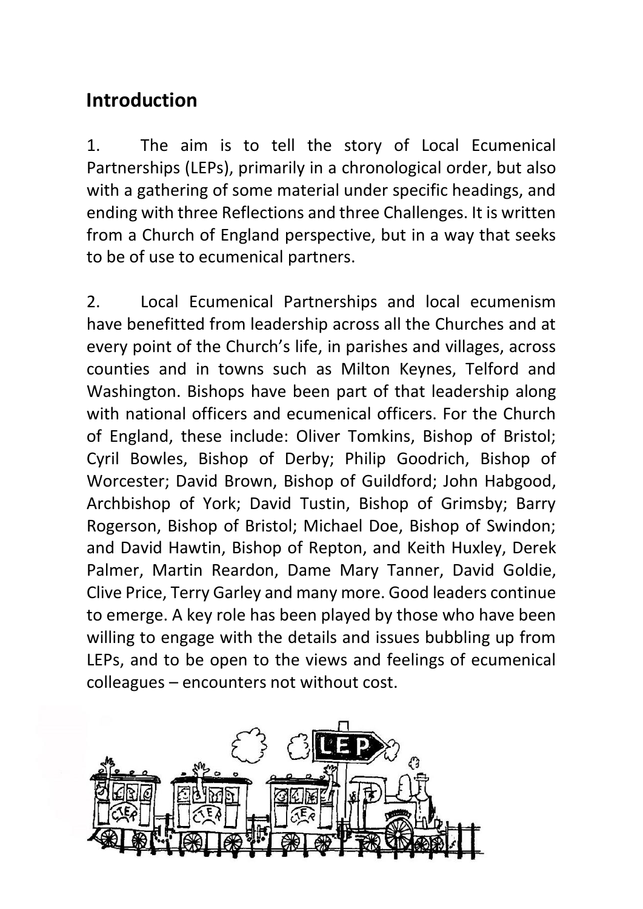## Introduction

1. The aim is to tell the story of Local Ecumenical Partnerships (LEPs), primarily in a chronological order, but also with a gathering of some material under specific headings, and ending with three Reflections and three Challenges. It is written from a Church of England perspective, but in a way that seeks to be of use to ecumenical partners.

2. Local Ecumenical Partnerships and local ecumenism have benefitted from leadership across all the Churches and at every point of the Church's life, in parishes and villages, across counties and in towns such as Milton Keynes, Telford and Washington. Bishops have been part of that leadership along with national officers and ecumenical officers. For the Church of England, these include: Oliver Tomkins, Bishop of Bristol; Cyril Bowles, Bishop of Derby; Philip Goodrich, Bishop of Worcester; David Brown, Bishop of Guildford; John Habgood, Archbishop of York; David Tustin, Bishop of Grimsby; Barry Rogerson, Bishop of Bristol; Michael Doe, Bishop of Swindon; and David Hawtin, Bishop of Repton, and Keith Huxley, Derek Palmer, Martin Reardon, Dame Mary Tanner, David Goldie, Clive Price, Terry Garley and many more. Good leaders continue to emerge. A key role has been played by those who have been willing to engage with the details and issues bubbling up from LEPs, and to be open to the views and feelings of ecumenical colleagues – encounters not without cost.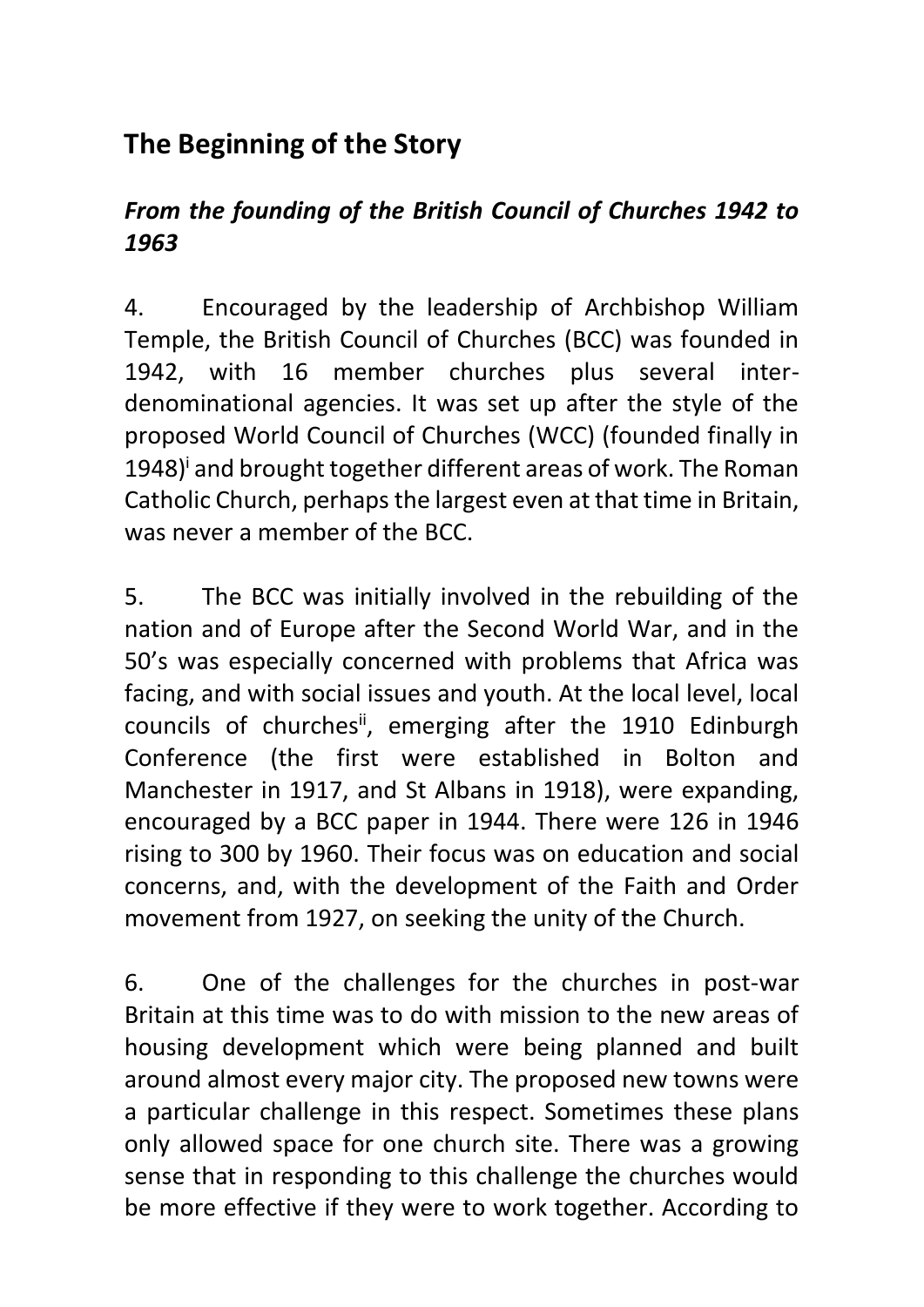## The Beginning of the Story

### *From the founding of the British Council of Churches 1942 to 1963*

4. Encouraged by the leadership of Archbishop William Temple, the British Council of Churches (BCC) was founded in 1942, with 16 member churches plus several inter-denominational agencies. It was set up after the style of the proposed World Council of Churches (WCC) (founded finally in 1948)[i] and brought together different areas of work. The Roman Catholic Church, perhaps the largest even at that time in Britain, was never a member of the BCC.

5. The BCC was initially involved in the rebuilding of the nation and of Europe after the Second World War, and in the 50's was especially concerned with problems that Africa was facing, and with social issues and youth. At the local level, local councils of churches[ii], emerging after the 1910 Edinburgh Conference (the first were established in Bolton and Manchester in 1917, and St Albans in 1918), were expanding, encouraged by a BCC paper in 1944. There were 126 in 1946 rising to 300 by 1960. Their focus was on education and social concerns, and, with the development of the Faith and Order movement from 1927, on seeking the unity of the Church.

6. One of the challenges for the churches in post-war Britain at this time was to do with mission to the new areas of housing development which were being planned and built around almost every major city. The proposed new towns were a particular challenge in this respect. Sometimes these plans only allowed space for one church site. There was a growing sense that in responding to this challenge the churches would be more effective if they were to work together. According to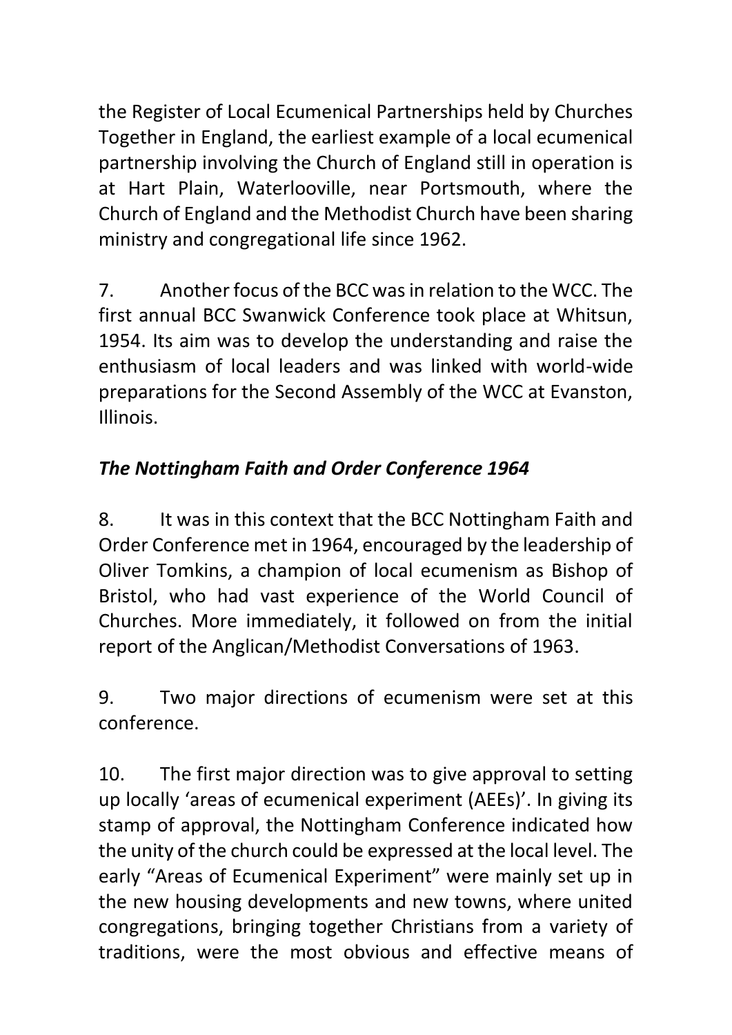the Register of Local Ecumenical Partnerships held by Churches Together in England, the earliest example of a local ecumenical partnership involving the Church of England still in operation is at Hart Plain, Waterlooville, near Portsmouth, where the Church of England and the Methodist Church have been sharing ministry and congregational life since 1962.

7. Another focus of the BCC was in relation to the WCC. The first annual BCC Swanwick Conference took place at Whitsun, 1954. Its aim was to develop the understanding and raise the enthusiasm of local leaders and was linked with world-wide preparations for the Second Assembly of the WCC at Evanston, Illinois.

### *The Nottingham Faith and Order Conference 1964*

8. It was in this context that the BCC Nottingham Faith and Order Conference met in 1964, encouraged by the leadership of Oliver Tomkins, a champion of local ecumenism as Bishop of Bristol, who had vast experience of the World Council of Churches. More immediately, it followed on from the initial report of the Anglican/Methodist Conversations of 1963.

9. Two major directions of ecumenism were set at this conference.

10. The first major direction was to give approval to setting up locally 'areas of ecumenical experiment (AEEs)'. In giving its stamp of approval, the Nottingham Conference indicated how the unity of the church could be expressed at the local level. The early "Areas of Ecumenical Experiment" were mainly set up in the new housing developments and new towns, where united congregations, bringing together Christians from a variety of traditions, were the most obvious and effective means of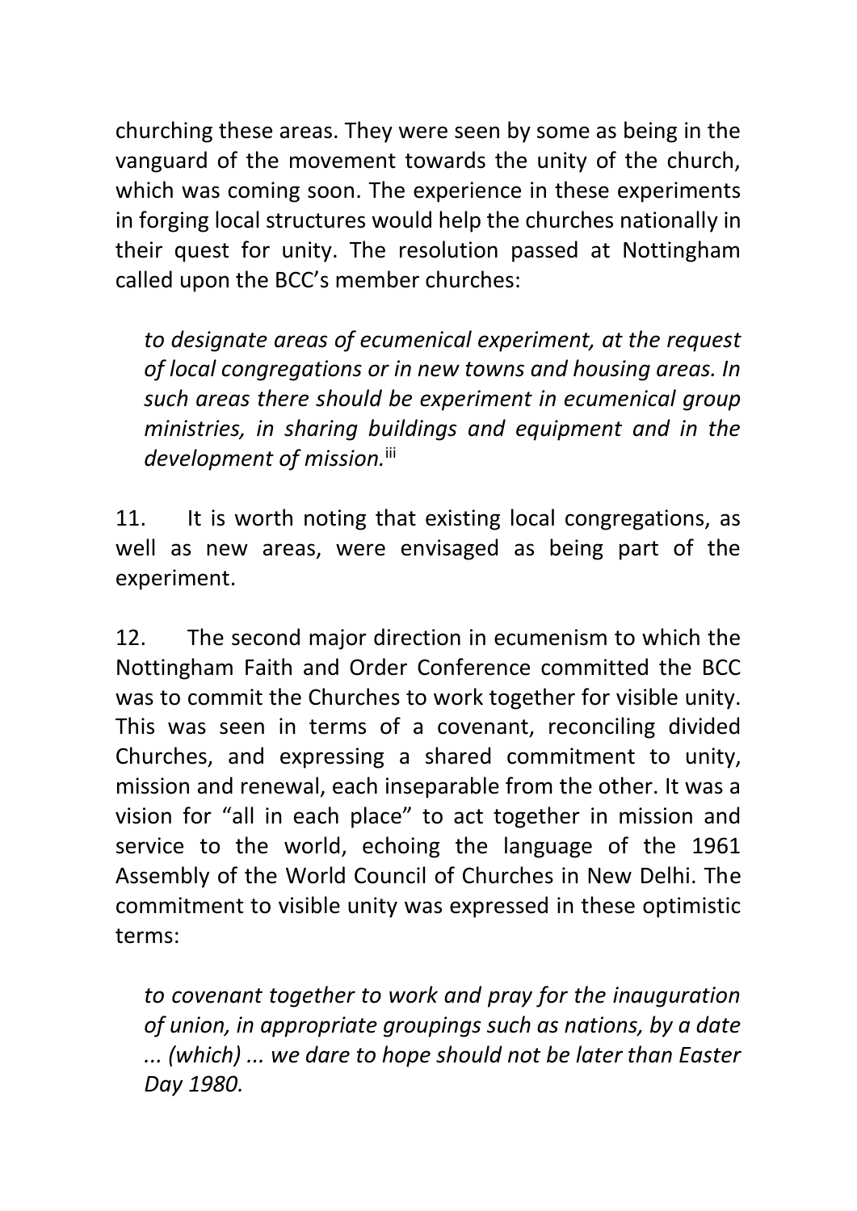churching these areas. They were seen by some as being in the vanguard of the movement towards the unity of the church, which was coming soon. The experience in these experiments in forging local structures would help the churches nationally in their quest for unity. The resolution passed at Nottingham called upon the BCC's member churches:

> *to designate areas of ecumenical experiment, at the request of local congregations or in new towns and housing areas. In such areas there should be experiment in ecumenical group ministries, in sharing buildings and equipment and in the development of mission.*[iii]

11. It is worth noting that existing local congregations, as well as new areas, were envisaged as being part of the experiment.

12. The second major direction in ecumenism to which the Nottingham Faith and Order Conference committed the BCC was to commit the Churches to work together for visible unity. This was seen in terms of a covenant, reconciling divided Churches, and expressing a shared commitment to unity, mission and renewal, each inseparable from the other. It was a vision for "all in each place" to act together in mission and service to the world, echoing the language of the 1961 Assembly of the World Council of Churches in New Delhi. The commitment to visible unity was expressed in these optimistic terms:

> *to covenant together to work and pray for the inauguration of union, in appropriate groupings such as nations, by a date ... (which) ... we dare to hope should not be later than Easter Day 1980.*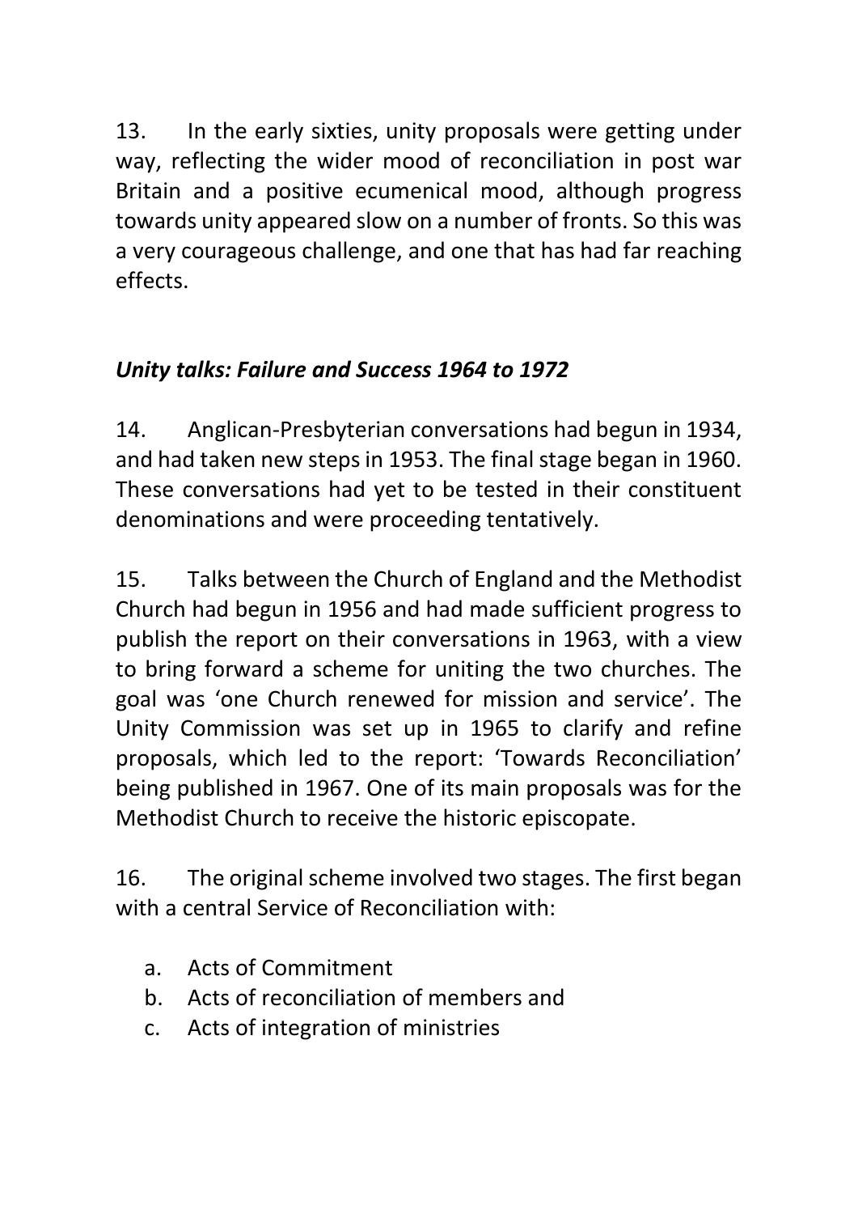13. In the early sixties, unity proposals were getting under way, reflecting the wider mood of reconciliation in post war Britain and a positive ecumenical mood, although progress towards unity appeared slow on a number of fronts. So this was a very courageous challenge, and one that has had far reaching effects.

### *Unity talks: Failure and Success 1964 to 1972*

14. Anglican-Presbyterian conversations had begun in 1934, and had taken new steps in 1953. The final stage began in 1960. These conversations had yet to be tested in their constituent denominations and were proceeding tentatively.

15. Talks between the Church of England and the Methodist Church had begun in 1956 and had made sufficient progress to publish the report on their conversations in 1963, with a view to bring forward a scheme for uniting the two churches. The goal was 'one Church renewed for mission and service'. The Unity Commission was set up in 1965 to clarify and refine proposals, which led to the report: 'Towards Reconciliation' being published in 1967. One of its main proposals was for the Methodist Church to receive the historic episcopate.

16. The original scheme involved two stages. The first began with a central Service of Reconciliation with:

a. Acts of Commitment
b. Acts of reconciliation of members and
c. Acts of integration of ministries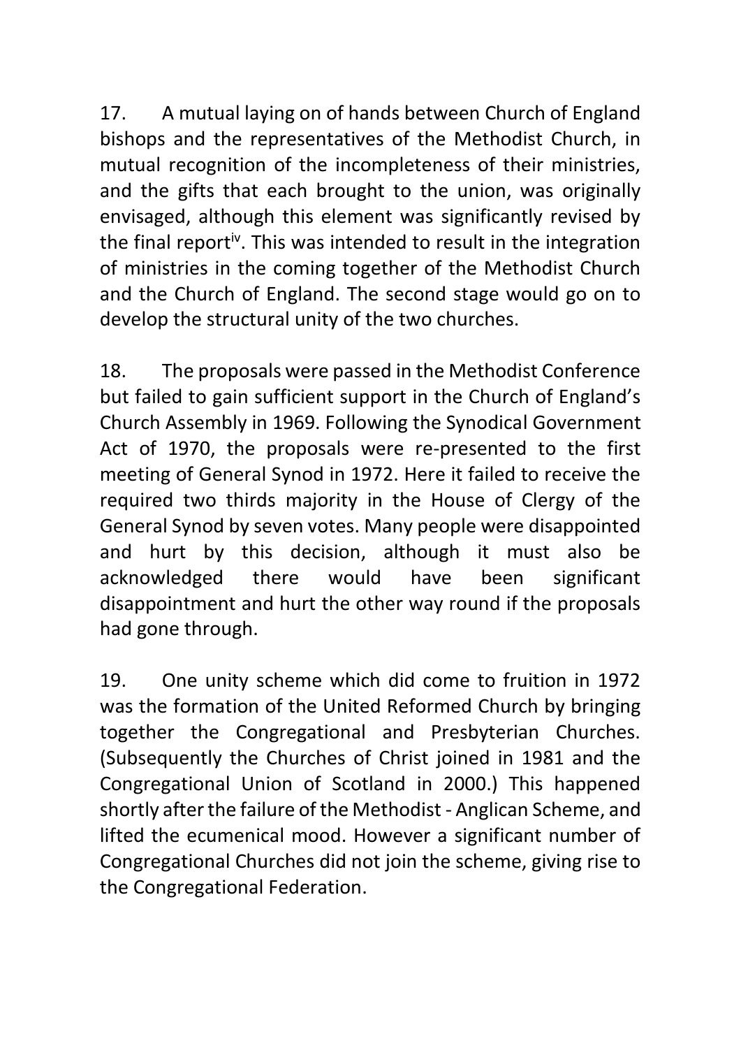17. A mutual laying on of hands between Church of England bishops and the representatives of the Methodist Church, in mutual recognition of the incompleteness of their ministries, and the gifts that each brought to the union, was originally envisaged, although this element was significantly revised by the final report[iv]. This was intended to result in the integration of ministries in the coming together of the Methodist Church and the Church of England. The second stage would go on to develop the structural unity of the two churches.

18. The proposals were passed in the Methodist Conference but failed to gain sufficient support in the Church of England's Church Assembly in 1969. Following the Synodical Government Act of 1970, the proposals were re-presented to the first meeting of General Synod in 1972. Here it failed to receive the required two thirds majority in the House of Clergy of the General Synod by seven votes. Many people were disappointed and hurt by this decision, although it must also be acknowledged there would have been significant disappointment and hurt the other way round if the proposals had gone through.

19. One unity scheme which did come to fruition in 1972 was the formation of the United Reformed Church by bringing together the Congregational and Presbyterian Churches. (Subsequently the Churches of Christ joined in 1981 and the Congregational Union of Scotland in 2000.) This happened shortly after the failure of the Methodist - Anglican Scheme, and lifted the ecumenical mood. However a significant number of Congregational Churches did not join the scheme, giving rise to the Congregational Federation.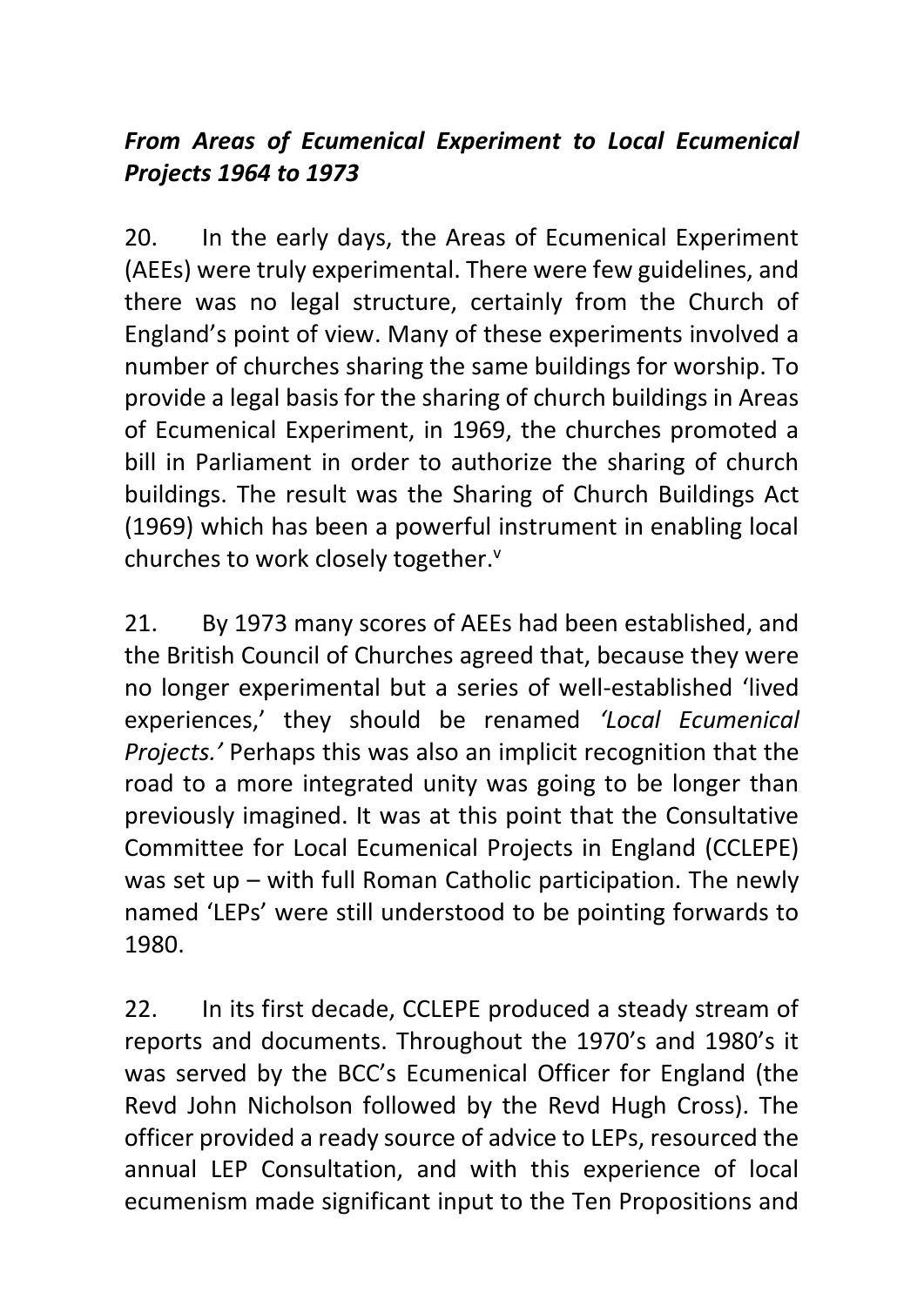***From Areas of Ecumenical Experiment to Local Ecumenical Projects 1964 to 1973***

20. In the early days, the Areas of Ecumenical Experiment (AEEs) were truly experimental. There were few guidelines, and there was no legal structure, certainly from the Church of England's point of view. Many of these experiments involved a number of churches sharing the same buildings for worship. To provide a legal basis for the sharing of church buildings in Areas of Ecumenical Experiment, in 1969, the churches promoted a bill in Parliament in order to authorize the sharing of church buildings. The result was the Sharing of Church Buildings Act (1969) which has been a powerful instrument in enabling local churches to work closely together.[v]

21. By 1973 many scores of AEEs had been established, and the British Council of Churches agreed that, because they were no longer experimental but a series of well-established 'lived experiences,' they should be renamed *'Local Ecumenical Projects.'* Perhaps this was also an implicit recognition that the road to a more integrated unity was going to be longer than previously imagined. It was at this point that the Consultative Committee for Local Ecumenical Projects in England (CCLEPE) was set up – with full Roman Catholic participation. The newly named 'LEPs' were still understood to be pointing forwards to 1980.

22. In its first decade, CCLEPE produced a steady stream of reports and documents. Throughout the 1970's and 1980's it was served by the BCC's Ecumenical Officer for England (the Revd John Nicholson followed by the Revd Hugh Cross). The officer provided a ready source of advice to LEPs, resourced the annual LEP Consultation, and with this experience of local ecumenism made significant input to the Ten Propositions and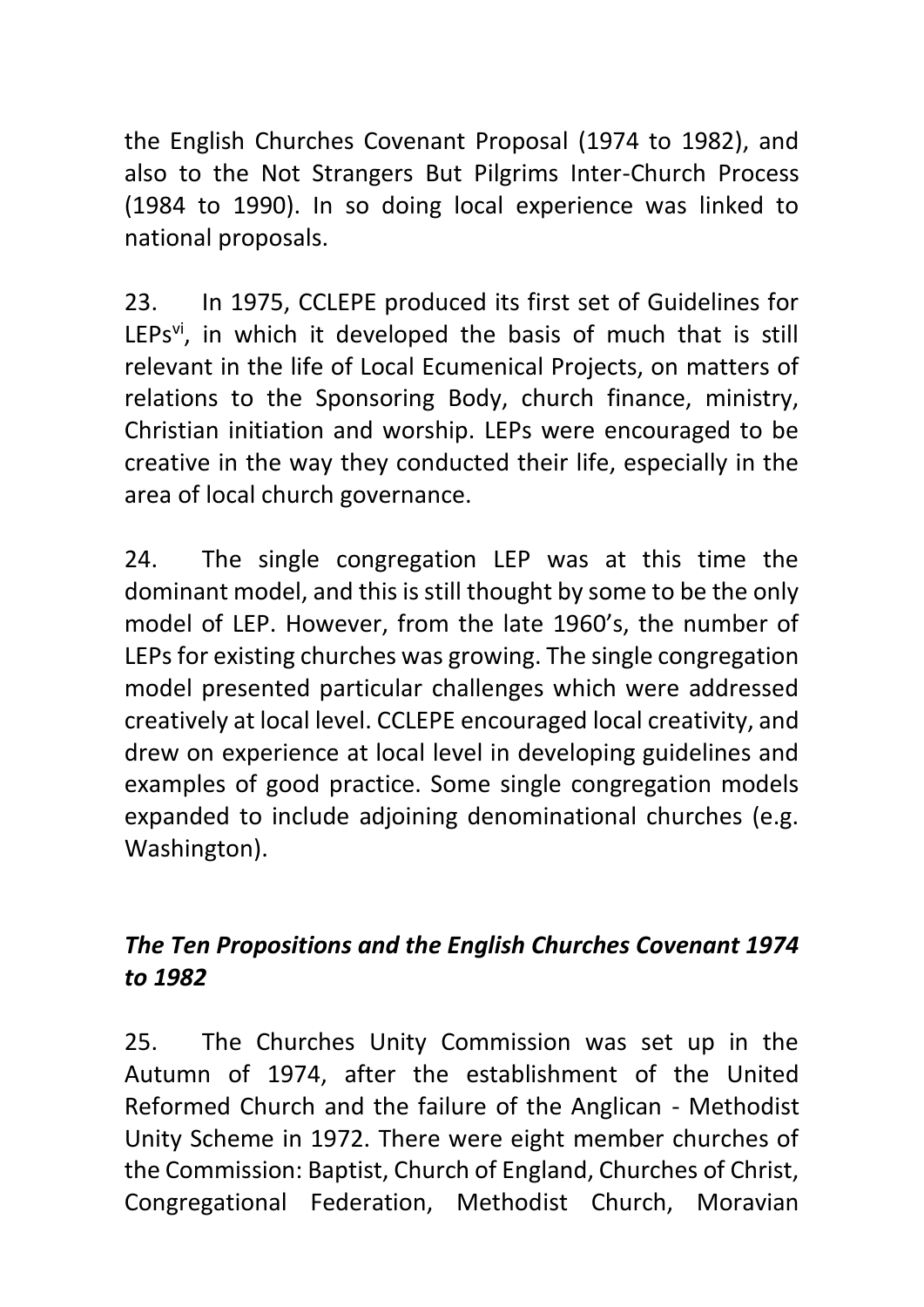the English Churches Covenant Proposal (1974 to 1982), and also to the Not Strangers But Pilgrims Inter-Church Process (1984 to 1990). In so doing local experience was linked to national proposals.

23. In 1975, CCLEPE produced its first set of Guidelines for LEPs[vi], in which it developed the basis of much that is still relevant in the life of Local Ecumenical Projects, on matters of relations to the Sponsoring Body, church finance, ministry, Christian initiation and worship. LEPs were encouraged to be creative in the way they conducted their life, especially in the area of local church governance.

24. The single congregation LEP was at this time the dominant model, and this is still thought by some to be the only model of LEP. However, from the late 1960's, the number of LEPs for existing churches was growing. The single congregation model presented particular challenges which were addressed creatively at local level. CCLEPE encouraged local creativity, and drew on experience at local level in developing guidelines and examples of good practice. Some single congregation models expanded to include adjoining denominational churches (e.g. Washington).

### *The Ten Propositions and the English Churches Covenant 1974 to 1982*

25. The Churches Unity Commission was set up in the Autumn of 1974, after the establishment of the United Reformed Church and the failure of the Anglican - Methodist Unity Scheme in 1972. There were eight member churches of the Commission: Baptist, Church of England, Churches of Christ, Congregational Federation, Methodist Church, Moravian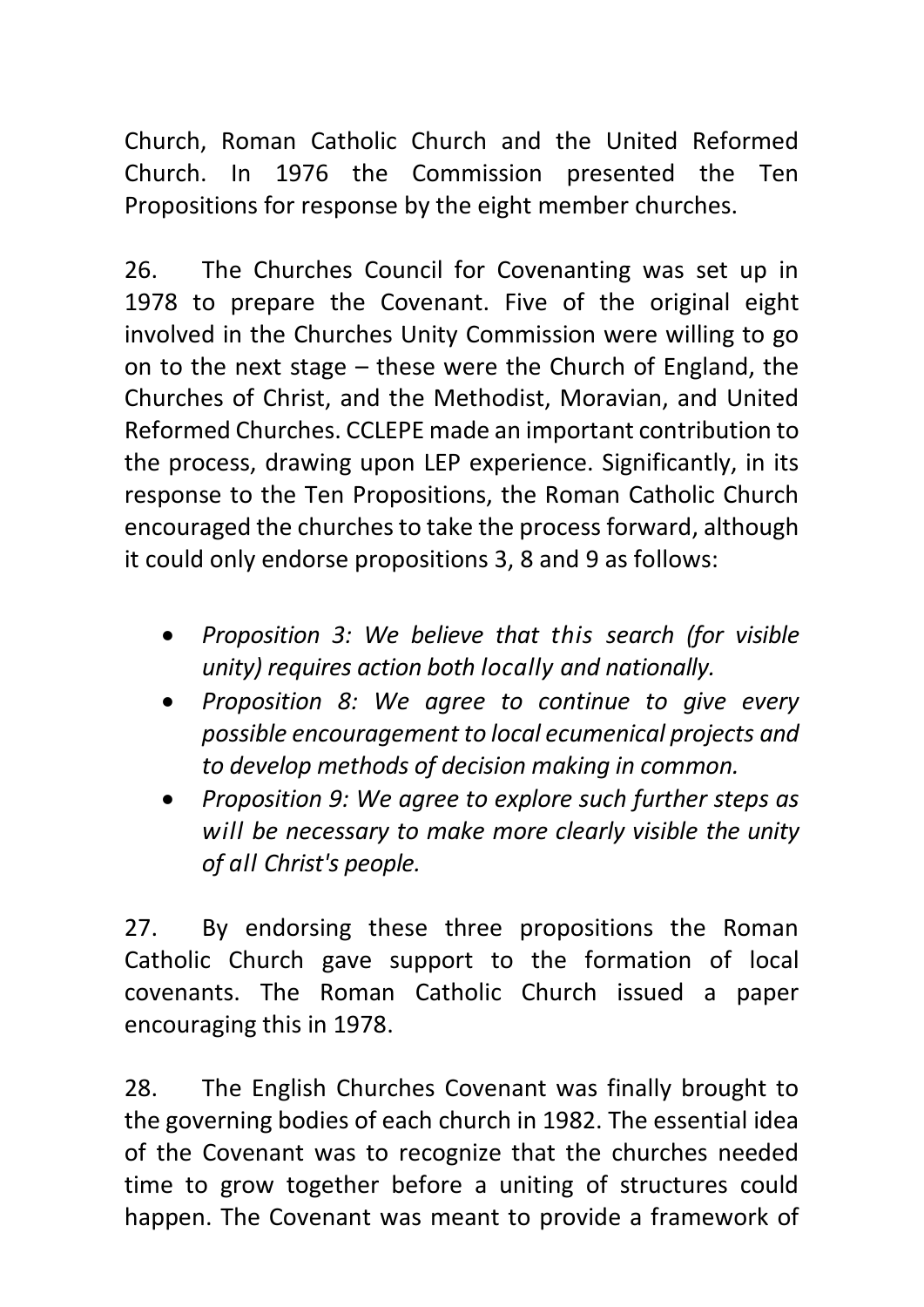Church, Roman Catholic Church and the United Reformed Church. In 1976 the Commission presented the Ten Propositions for response by the eight member churches.

26. The Churches Council for Covenanting was set up in 1978 to prepare the Covenant. Five of the original eight involved in the Churches Unity Commission were willing to go on to the next stage – these were the Church of England, the Churches of Christ, and the Methodist, Moravian, and United Reformed Churches. CCLEPE made an important contribution to the process, drawing upon LEP experience. Significantly, in its response to the Ten Propositions, the Roman Catholic Church encouraged the churches to take the process forward, although it could only endorse propositions 3, 8 and 9 as follows:

- *Proposition 3: We believe that this search (for visible unity) requires action both locally and nationally.*
- *Proposition 8: We agree to continue to give every possible encouragement to local ecumenical projects and to develop methods of decision making in common.*
- *Proposition 9: We agree to explore such further steps as will be necessary to make more clearly visible the unity of all Christ's people.*

27. By endorsing these three propositions the Roman Catholic Church gave support to the formation of local covenants. The Roman Catholic Church issued a paper encouraging this in 1978.

28. The English Churches Covenant was finally brought to the governing bodies of each church in 1982. The essential idea of the Covenant was to recognize that the churches needed time to grow together before a uniting of structures could happen. The Covenant was meant to provide a framework of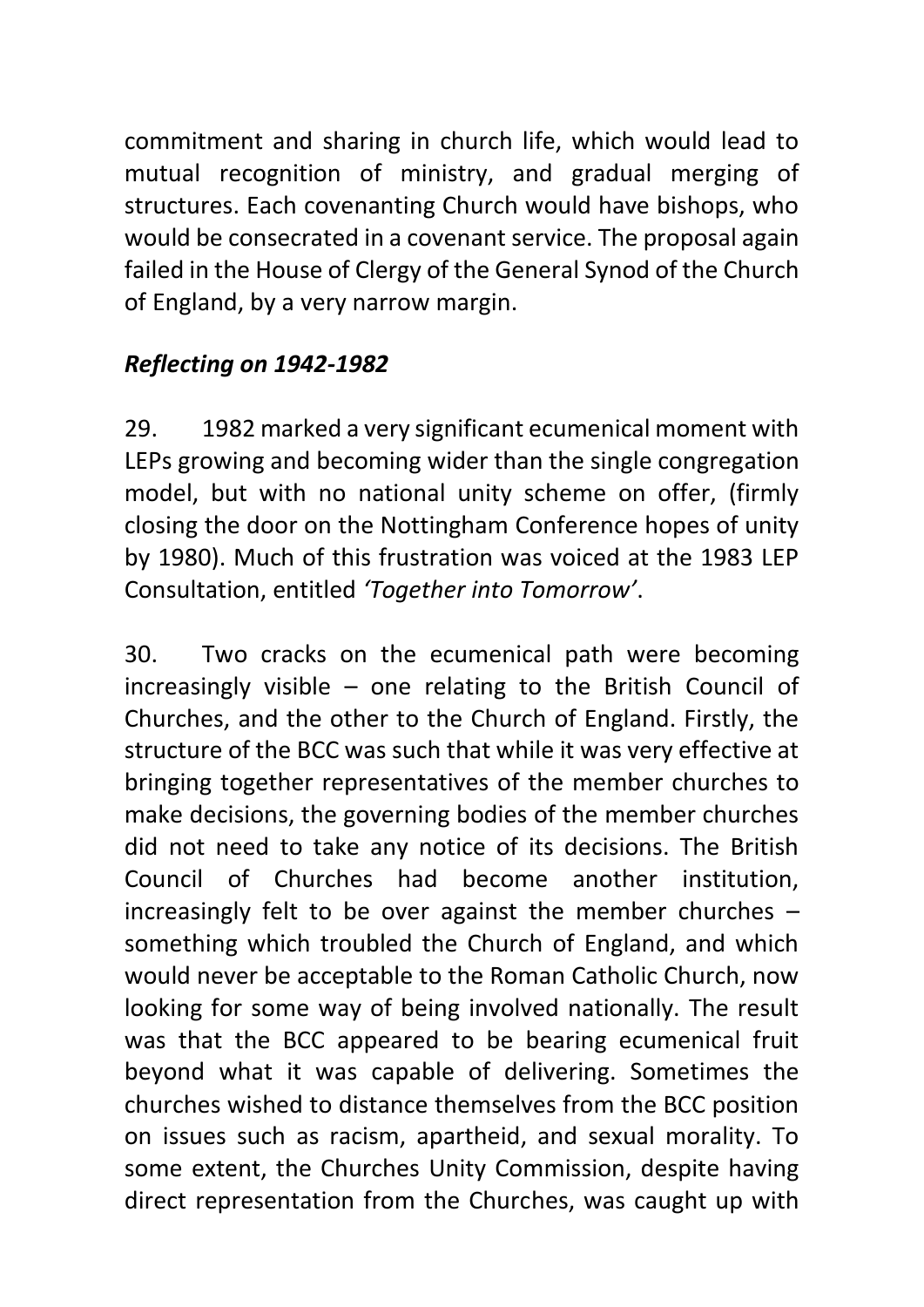commitment and sharing in church life, which would lead to mutual recognition of ministry, and gradual merging of structures. Each covenanting Church would have bishops, who would be consecrated in a covenant service. The proposal again failed in the House of Clergy of the General Synod of the Church of England, by a very narrow margin.

### *Reflecting on 1942-1982*

29. 1982 marked a very significant ecumenical moment with LEPs growing and becoming wider than the single congregation model, but with no national unity scheme on offer, (firmly closing the door on the Nottingham Conference hopes of unity by 1980). Much of this frustration was voiced at the 1983 LEP Consultation, entitled *'Together into Tomorrow'*.

30. Two cracks on the ecumenical path were becoming increasingly visible – one relating to the British Council of Churches, and the other to the Church of England. Firstly, the structure of the BCC was such that while it was very effective at bringing together representatives of the member churches to make decisions, the governing bodies of the member churches did not need to take any notice of its decisions. The British Council of Churches had become another institution, increasingly felt to be over against the member churches – something which troubled the Church of England, and which would never be acceptable to the Roman Catholic Church, now looking for some way of being involved nationally. The result was that the BCC appeared to be bearing ecumenical fruit beyond what it was capable of delivering. Sometimes the churches wished to distance themselves from the BCC position on issues such as racism, apartheid, and sexual morality. To some extent, the Churches Unity Commission, despite having direct representation from the Churches, was caught up with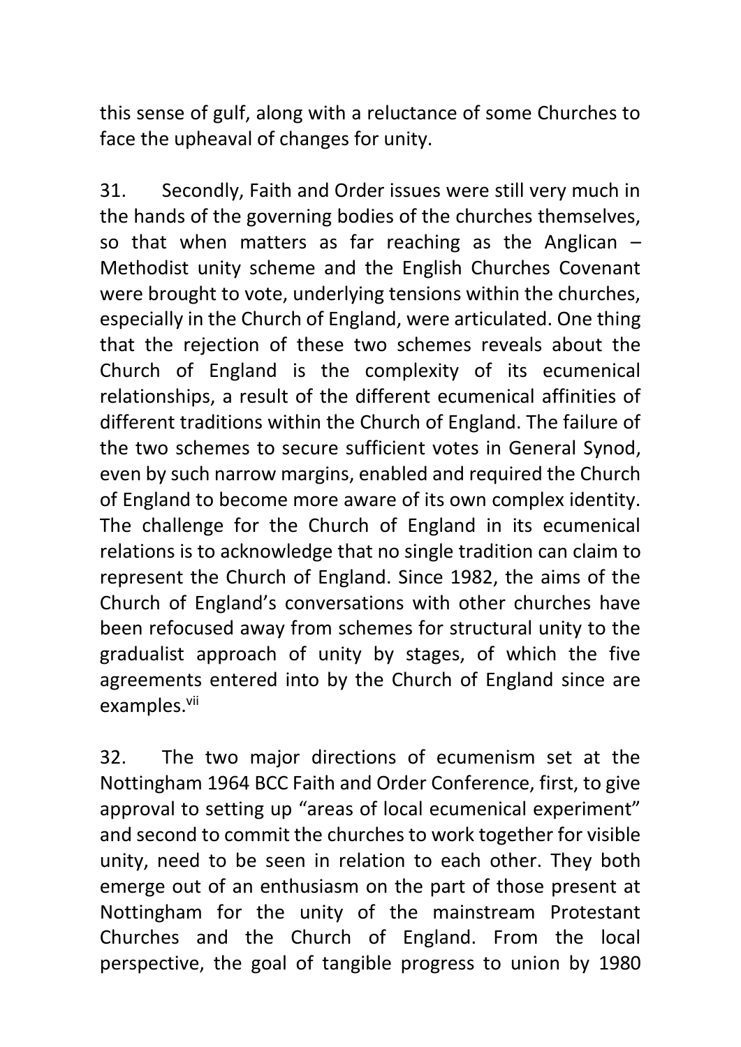this sense of gulf, along with a reluctance of some Churches to face the upheaval of changes for unity.

31. Secondly, Faith and Order issues were still very much in the hands of the governing bodies of the churches themselves, so that when matters as far reaching as the Anglican – Methodist unity scheme and the English Churches Covenant were brought to vote, underlying tensions within the churches, especially in the Church of England, were articulated. One thing that the rejection of these two schemes reveals about the Church of England is the complexity of its ecumenical relationships, a result of the different ecumenical affinities of different traditions within the Church of England. The failure of the two schemes to secure sufficient votes in General Synod, even by such narrow margins, enabled and required the Church of England to become more aware of its own complex identity. The challenge for the Church of England in its ecumenical relations is to acknowledge that no single tradition can claim to represent the Church of England. Since 1982, the aims of the Church of England's conversations with other churches have been refocused away from schemes for structural unity to the gradualist approach of unity by stages, of which the five agreements entered into by the Church of England since are examples.[vii]

32. The two major directions of ecumenism set at the Nottingham 1964 BCC Faith and Order Conference, first, to give approval to setting up "areas of local ecumenical experiment" and second to commit the churches to work together for visible unity, need to be seen in relation to each other. They both emerge out of an enthusiasm on the part of those present at Nottingham for the unity of the mainstream Protestant Churches and the Church of England. From the local perspective, the goal of tangible progress to union by 1980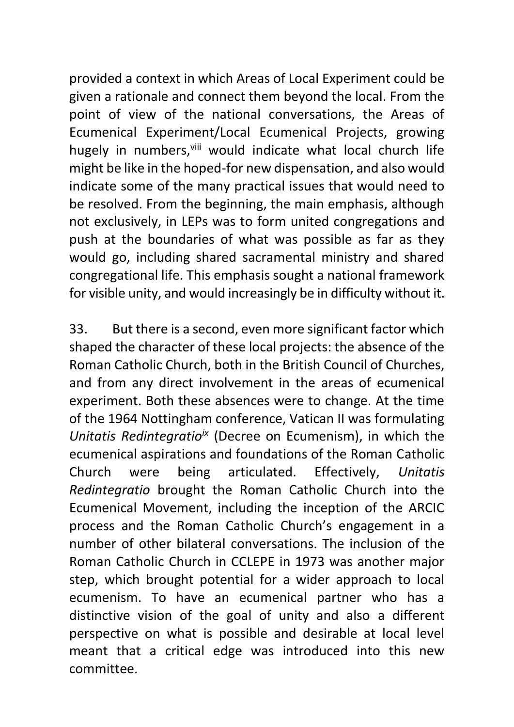provided a context in which Areas of Local Experiment could be given a rationale and connect them beyond the local. From the point of view of the national conversations, the Areas of Ecumenical Experiment/Local Ecumenical Projects, growing hugely in numbers,[viii] would indicate what local church life might be like in the hoped-for new dispensation, and also would indicate some of the many practical issues that would need to be resolved. From the beginning, the main emphasis, although not exclusively, in LEPs was to form united congregations and push at the boundaries of what was possible as far as they would go, including shared sacramental ministry and shared congregational life. This emphasis sought a national framework for visible unity, and would increasingly be in difficulty without it.

33. But there is a second, even more significant factor which shaped the character of these local projects: the absence of the Roman Catholic Church, both in the British Council of Churches, and from any direct involvement in the areas of ecumenical experiment. Both these absences were to change. At the time of the 1964 Nottingham conference, Vatican II was formulating *Unitatis Redintegratio*[ix] (Decree on Ecumenism), in which the ecumenical aspirations and foundations of the Roman Catholic Church were being articulated. Effectively, *Unitatis Redintegratio* brought the Roman Catholic Church into the Ecumenical Movement, including the inception of the ARCIC process and the Roman Catholic Church's engagement in a number of other bilateral conversations. The inclusion of the Roman Catholic Church in CCLEPE in 1973 was another major step, which brought potential for a wider approach to local ecumenism. To have an ecumenical partner who has a distinctive vision of the goal of unity and also a different perspective on what is possible and desirable at local level meant that a critical edge was introduced into this new committee.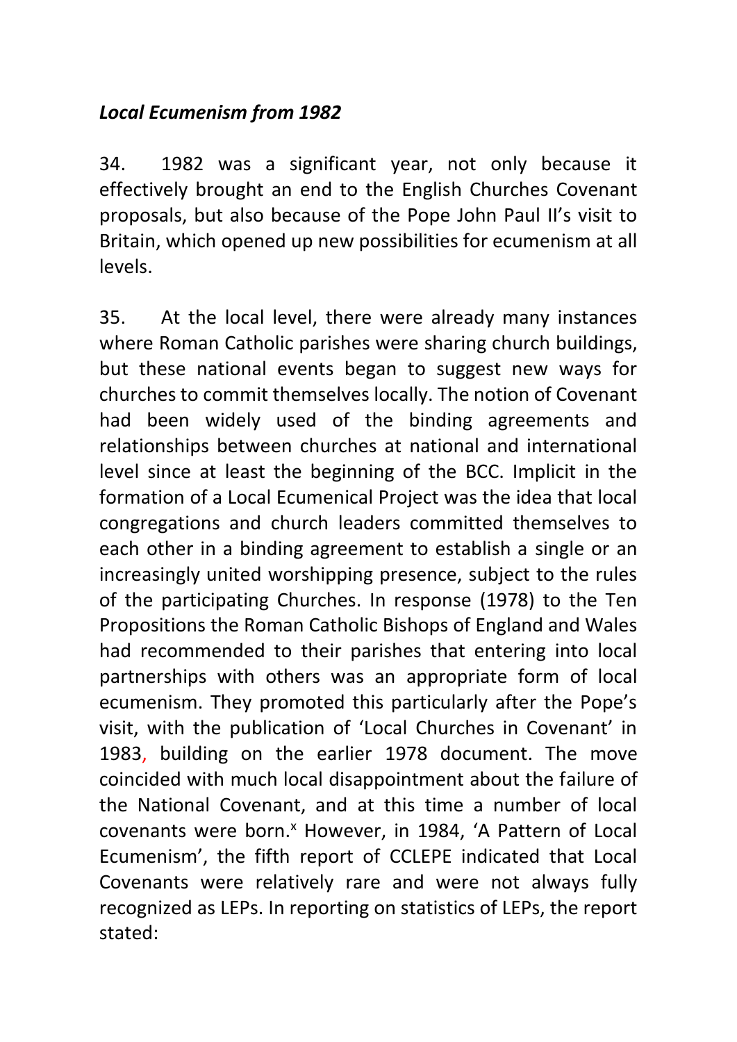*Local Ecumenism from 1982*

34. 1982 was a significant year, not only because it effectively brought an end to the English Churches Covenant proposals, but also because of the Pope John Paul II's visit to Britain, which opened up new possibilities for ecumenism at all levels.

35. At the local level, there were already many instances where Roman Catholic parishes were sharing church buildings, but these national events began to suggest new ways for churches to commit themselves locally. The notion of Covenant had been widely used of the binding agreements and relationships between churches at national and international level since at least the beginning of the BCC. Implicit in the formation of a Local Ecumenical Project was the idea that local congregations and church leaders committed themselves to each other in a binding agreement to establish a single or an increasingly united worshipping presence, subject to the rules of the participating Churches. In response (1978) to the Ten Propositions the Roman Catholic Bishops of England and Wales had recommended to their parishes that entering into local partnerships with others was an appropriate form of local ecumenism. They promoted this particularly after the Pope's visit, with the publication of 'Local Churches in Covenant' in 1983, building on the earlier 1978 document. The move coincided with much local disappointment about the failure of the National Covenant, and at this time a number of local covenants were born.[x] However, in 1984, 'A Pattern of Local Ecumenism', the fifth report of CCLEPE indicated that Local Covenants were relatively rare and were not always fully recognized as LEPs. In reporting on statistics of LEPs, the report stated: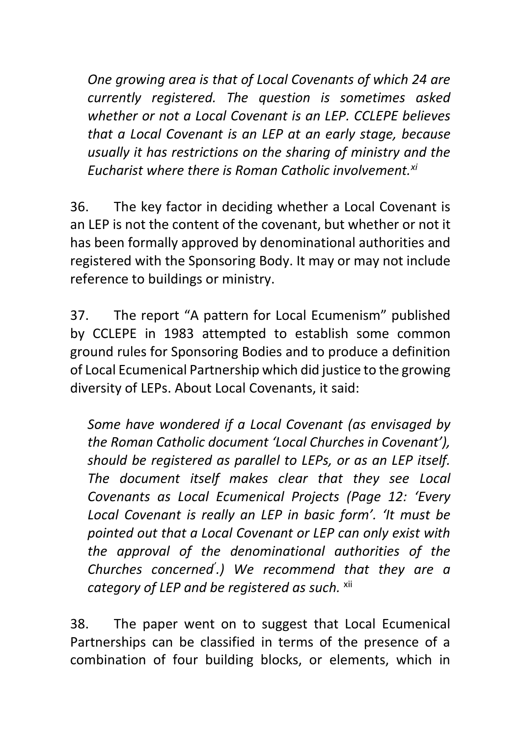*One growing area is that of Local Covenants of which 24 are currently registered. The question is sometimes asked whether or not a Local Covenant is an LEP. CCLEPE believes that a Local Covenant is an LEP at an early stage, because usually it has restrictions on the sharing of ministry and the Eucharist where there is Roman Catholic involvement.*[xi]

36. The key factor in deciding whether a Local Covenant is an LEP is not the content of the covenant, but whether or not it has been formally approved by denominational authorities and registered with the Sponsoring Body. It may or may not include reference to buildings or ministry.

37. The report "A pattern for Local Ecumenism" published by CCLEPE in 1983 attempted to establish some common ground rules for Sponsoring Bodies and to produce a definition of Local Ecumenical Partnership which did justice to the growing diversity of LEPs. About Local Covenants, it said:

*Some have wondered if a Local Covenant (as envisaged by the Roman Catholic document 'Local Churches in Covenant'), should be registered as parallel to LEPs, or as an LEP itself. The document itself makes clear that they see Local Covenants as Local Ecumenical Projects (Page 12: 'Every Local Covenant is really an LEP in basic form'. 'It must be pointed out that a Local Covenant or LEP can only exist with the approval of the denominational authorities of the Churches concerned'.) We recommend that they are a category of LEP and be registered as such.* [xii]

38. The paper went on to suggest that Local Ecumenical Partnerships can be classified in terms of the presence of a combination of four building blocks, or elements, which in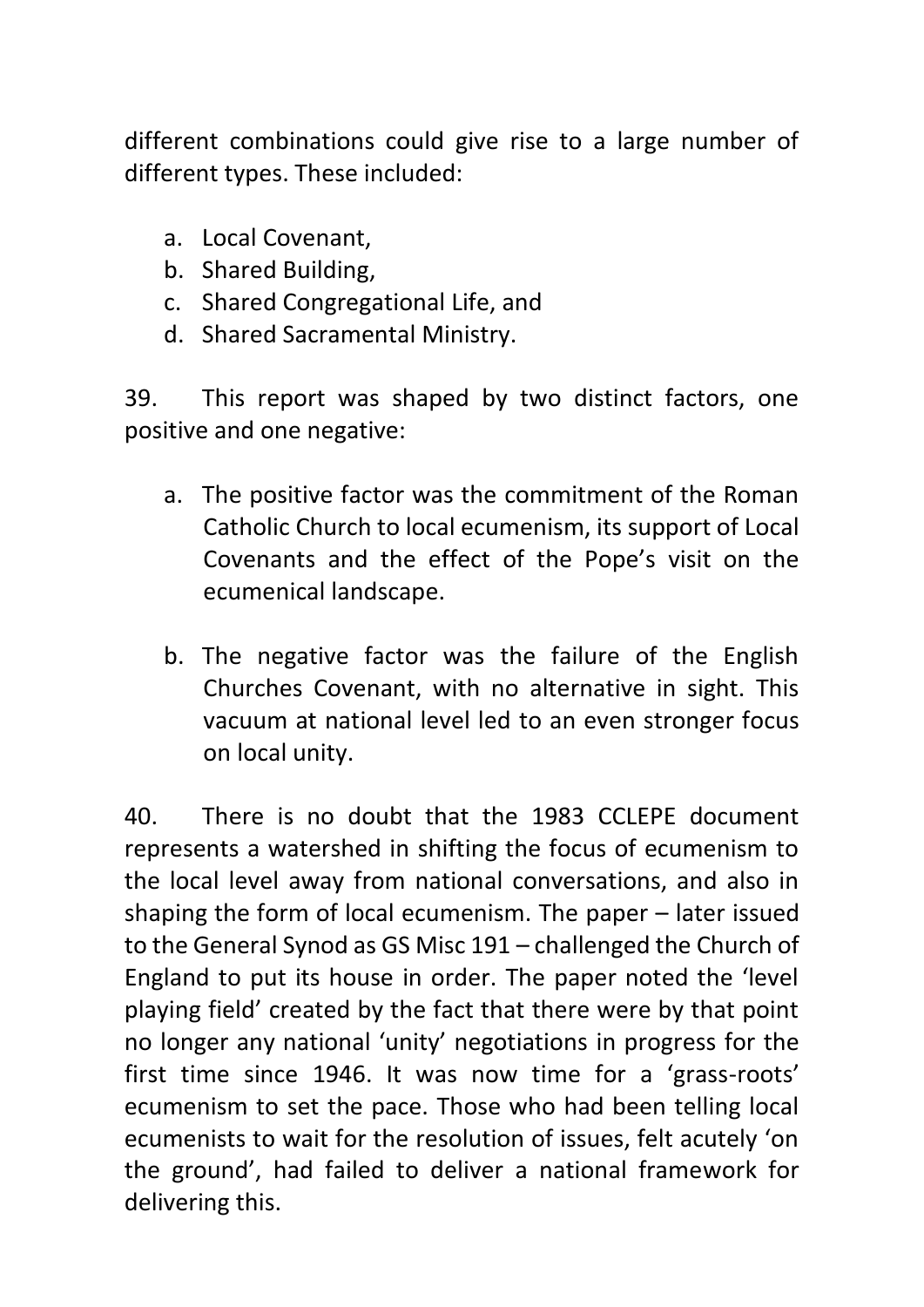different combinations could give rise to a large number of different types. These included:

a. Local Covenant,
b. Shared Building,
c. Shared Congregational Life, and
d. Shared Sacramental Ministry.

39. This report was shaped by two distinct factors, one positive and one negative:

a. The positive factor was the commitment of the Roman Catholic Church to local ecumenism, its support of Local Covenants and the effect of the Pope's visit on the ecumenical landscape.

b. The negative factor was the failure of the English Churches Covenant, with no alternative in sight. This vacuum at national level led to an even stronger focus on local unity.

40. There is no doubt that the 1983 CCLEPE document represents a watershed in shifting the focus of ecumenism to the local level away from national conversations, and also in shaping the form of local ecumenism. The paper – later issued to the General Synod as GS Misc 191 – challenged the Church of England to put its house in order. The paper noted the 'level playing field' created by the fact that there were by that point no longer any national 'unity' negotiations in progress for the first time since 1946. It was now time for a 'grass-roots' ecumenism to set the pace. Those who had been telling local ecumenists to wait for the resolution of issues, felt acutely 'on the ground', had failed to deliver a national framework for delivering this.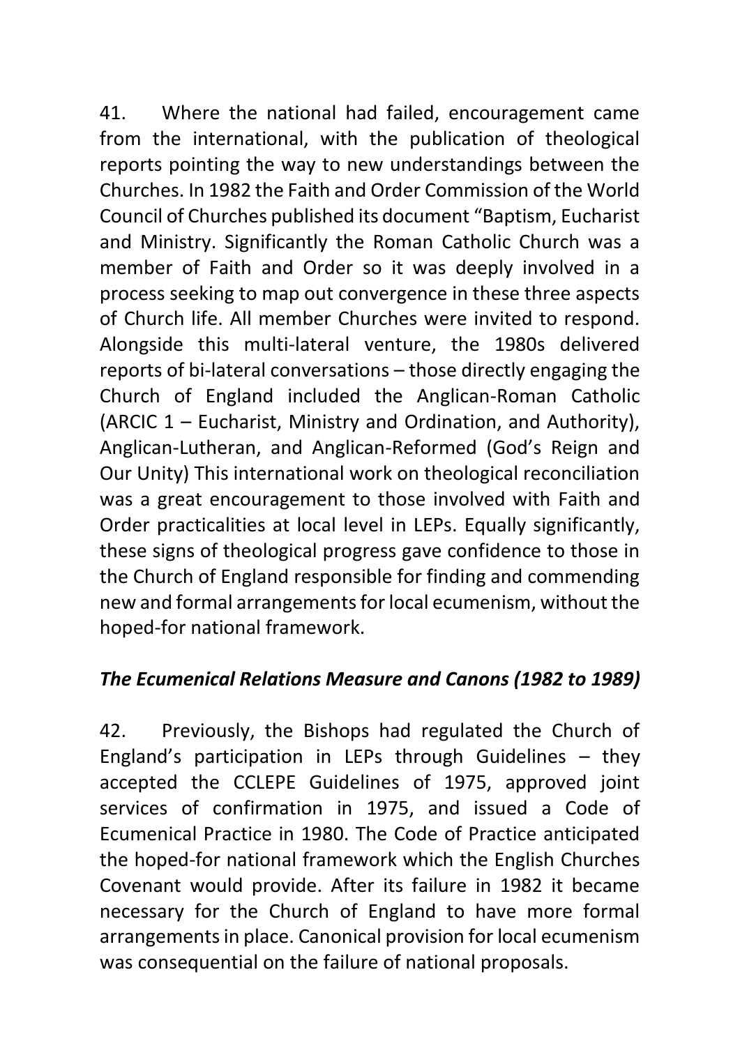41. Where the national had failed, encouragement came from the international, with the publication of theological reports pointing the way to new understandings between the Churches. In 1982 the Faith and Order Commission of the World Council of Churches published its document "Baptism, Eucharist and Ministry. Significantly the Roman Catholic Church was a member of Faith and Order so it was deeply involved in a process seeking to map out convergence in these three aspects of Church life. All member Churches were invited to respond. Alongside this multi-lateral venture, the 1980s delivered reports of bi-lateral conversations – those directly engaging the Church of England included the Anglican-Roman Catholic (ARCIC 1 – Eucharist, Ministry and Ordination, and Authority), Anglican-Lutheran, and Anglican-Reformed (God's Reign and Our Unity) This international work on theological reconciliation was a great encouragement to those involved with Faith and Order practicalities at local level in LEPs. Equally significantly, these signs of theological progress gave confidence to those in the Church of England responsible for finding and commending new and formal arrangements for local ecumenism, without the hoped-for national framework.

### *The Ecumenical Relations Measure and Canons (1982 to 1989)*

42. Previously, the Bishops had regulated the Church of England's participation in LEPs through Guidelines – they accepted the CCLEPE Guidelines of 1975, approved joint services of confirmation in 1975, and issued a Code of Ecumenical Practice in 1980. The Code of Practice anticipated the hoped-for national framework which the English Churches Covenant would provide. After its failure in 1982 it became necessary for the Church of England to have more formal arrangements in place. Canonical provision for local ecumenism was consequential on the failure of national proposals.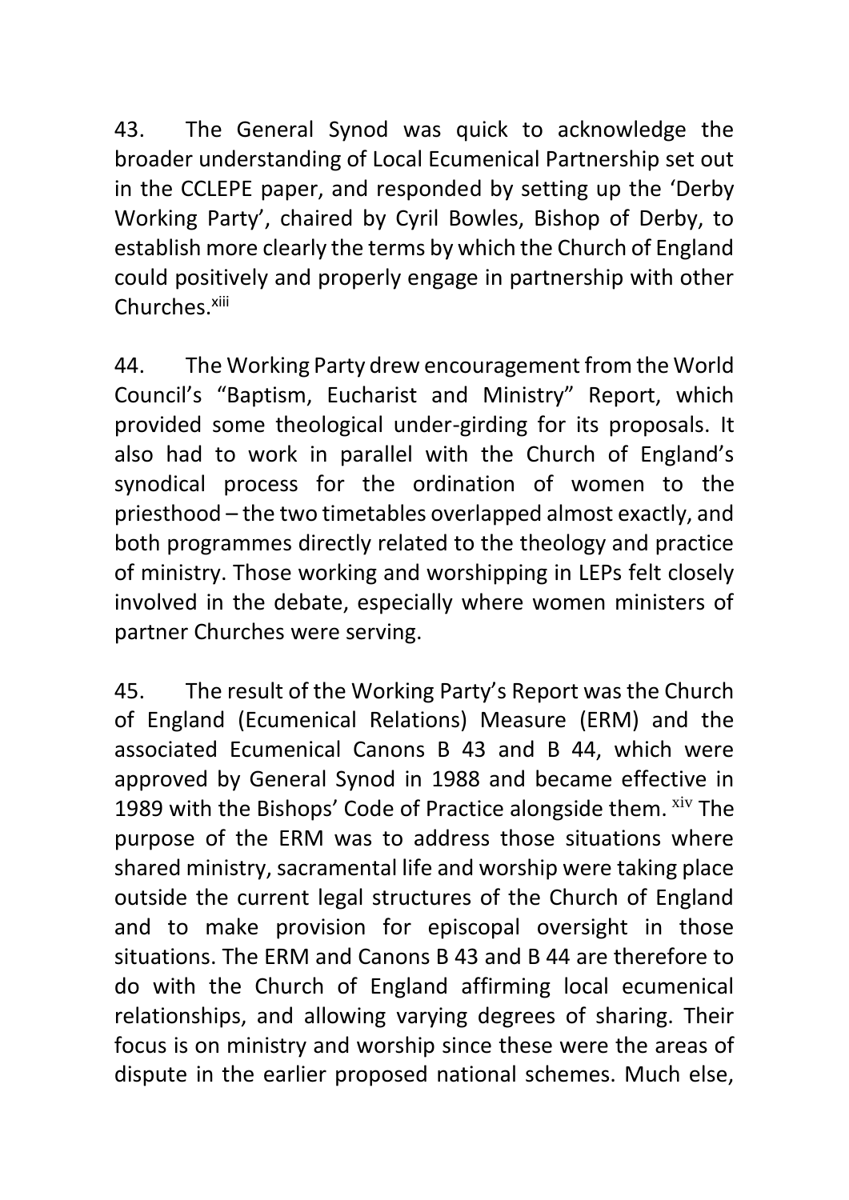43. The General Synod was quick to acknowledge the broader understanding of Local Ecumenical Partnership set out in the CCLEPE paper, and responded by setting up the 'Derby Working Party', chaired by Cyril Bowles, Bishop of Derby, to establish more clearly the terms by which the Church of England could positively and properly engage in partnership with other Churches.[xiii]

44. The Working Party drew encouragement from the World Council's "Baptism, Eucharist and Ministry" Report, which provided some theological under-girding for its proposals. It also had to work in parallel with the Church of England's synodical process for the ordination of women to the priesthood – the two timetables overlapped almost exactly, and both programmes directly related to the theology and practice of ministry. Those working and worshipping in LEPs felt closely involved in the debate, especially where women ministers of partner Churches were serving.

45. The result of the Working Party's Report was the Church of England (Ecumenical Relations) Measure (ERM) and the associated Ecumenical Canons B 43 and B 44, which were approved by General Synod in 1988 and became effective in 1989 with the Bishops' Code of Practice alongside them. [xiv] The purpose of the ERM was to address those situations where shared ministry, sacramental life and worship were taking place outside the current legal structures of the Church of England and to make provision for episcopal oversight in those situations. The ERM and Canons B 43 and B 44 are therefore to do with the Church of England affirming local ecumenical relationships, and allowing varying degrees of sharing. Their focus is on ministry and worship since these were the areas of dispute in the earlier proposed national schemes. Much else,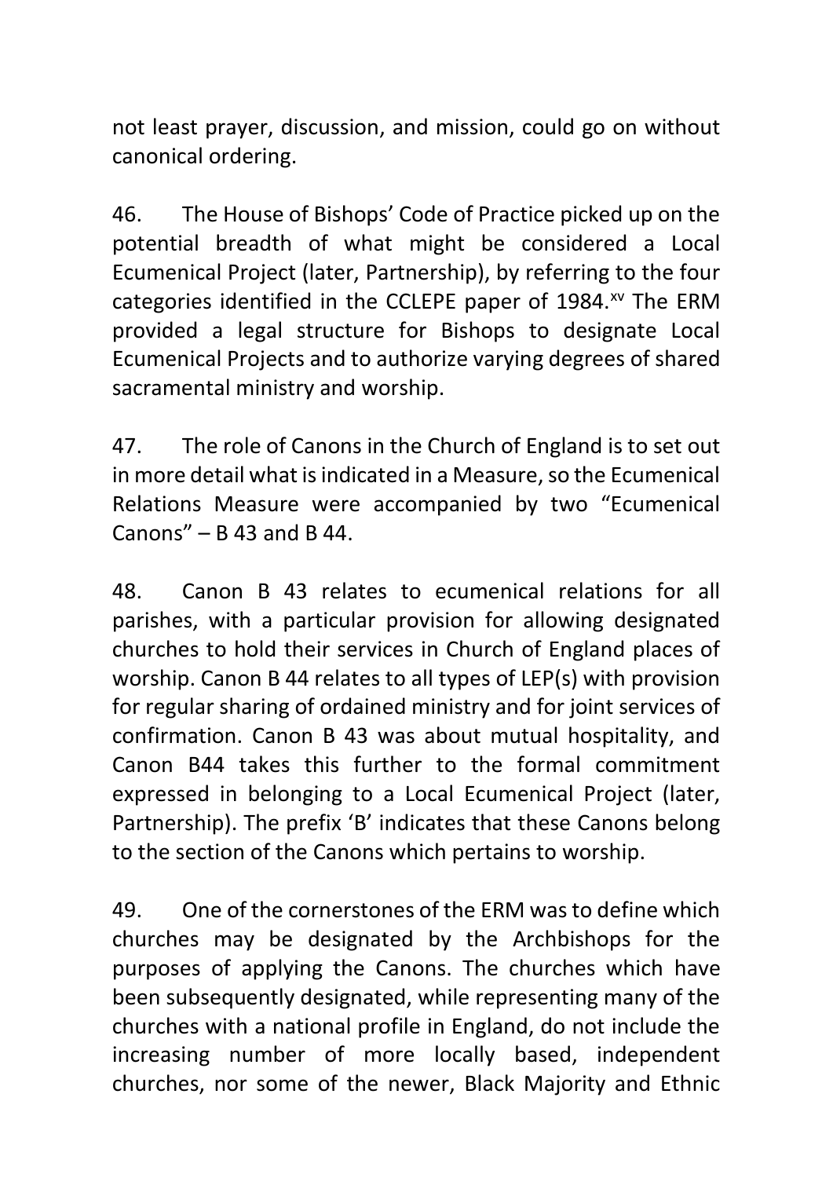not least prayer, discussion, and mission, could go on without canonical ordering.

46. The House of Bishops' Code of Practice picked up on the potential breadth of what might be considered a Local Ecumenical Project (later, Partnership), by referring to the four categories identified in the CCLEPE paper of 1984.[xv] The ERM provided a legal structure for Bishops to designate Local Ecumenical Projects and to authorize varying degrees of shared sacramental ministry and worship.

47. The role of Canons in the Church of England is to set out in more detail what is indicated in a Measure, so the Ecumenical Relations Measure were accompanied by two "Ecumenical Canons" – B 43 and B 44.

48. Canon B 43 relates to ecumenical relations for all parishes, with a particular provision for allowing designated churches to hold their services in Church of England places of worship. Canon B 44 relates to all types of LEP(s) with provision for regular sharing of ordained ministry and for joint services of confirmation. Canon B 43 was about mutual hospitality, and Canon B44 takes this further to the formal commitment expressed in belonging to a Local Ecumenical Project (later, Partnership). The prefix 'B' indicates that these Canons belong to the section of the Canons which pertains to worship.

49. One of the cornerstones of the ERM was to define which churches may be designated by the Archbishops for the purposes of applying the Canons. The churches which have been subsequently designated, while representing many of the churches with a national profile in England, do not include the increasing number of more locally based, independent churches, nor some of the newer, Black Majority and Ethnic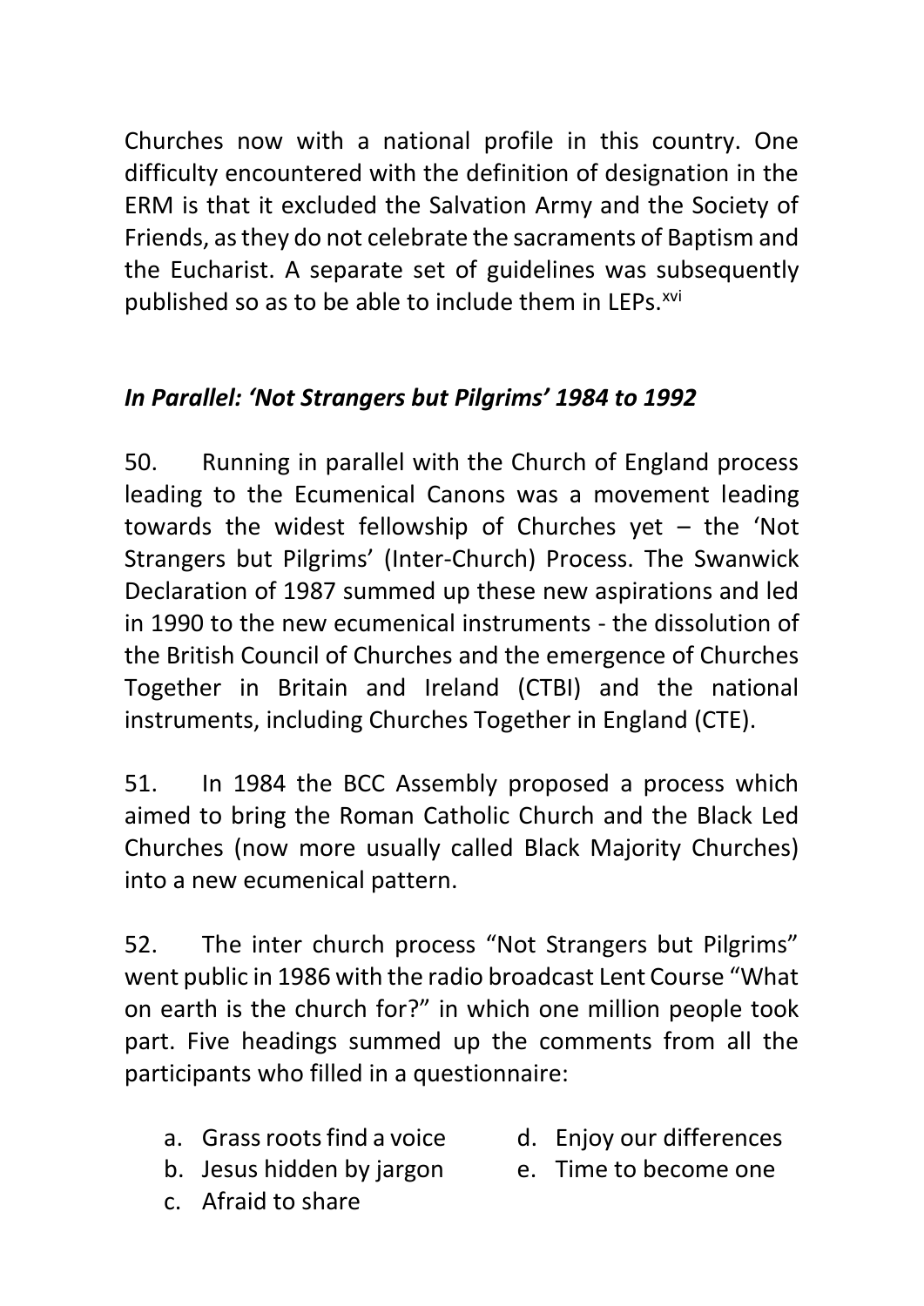Churches now with a national profile in this country. One difficulty encountered with the definition of designation in the ERM is that it excluded the Salvation Army and the Society of Friends, as they do not celebrate the sacraments of Baptism and the Eucharist. A separate set of guidelines was subsequently published so as to be able to include them in LEPs.[xvi]

### *In Parallel: 'Not Strangers but Pilgrims' 1984 to 1992*

50. Running in parallel with the Church of England process leading to the Ecumenical Canons was a movement leading towards the widest fellowship of Churches yet – the 'Not Strangers but Pilgrims' (Inter-Church) Process. The Swanwick Declaration of 1987 summed up these new aspirations and led in 1990 to the new ecumenical instruments - the dissolution of the British Council of Churches and the emergence of Churches Together in Britain and Ireland (CTBI) and the national instruments, including Churches Together in England (CTE).

51. In 1984 the BCC Assembly proposed a process which aimed to bring the Roman Catholic Church and the Black Led Churches (now more usually called Black Majority Churches) into a new ecumenical pattern.

52. The inter church process "Not Strangers but Pilgrims" went public in 1986 with the radio broadcast Lent Course "What on earth is the church for?" in which one million people took part. Five headings summed up the comments from all the participants who filled in a questionnaire:

a. Grass roots find a voice
b. Jesus hidden by jargon
c. Afraid to share
d. Enjoy our differences
e. Time to become one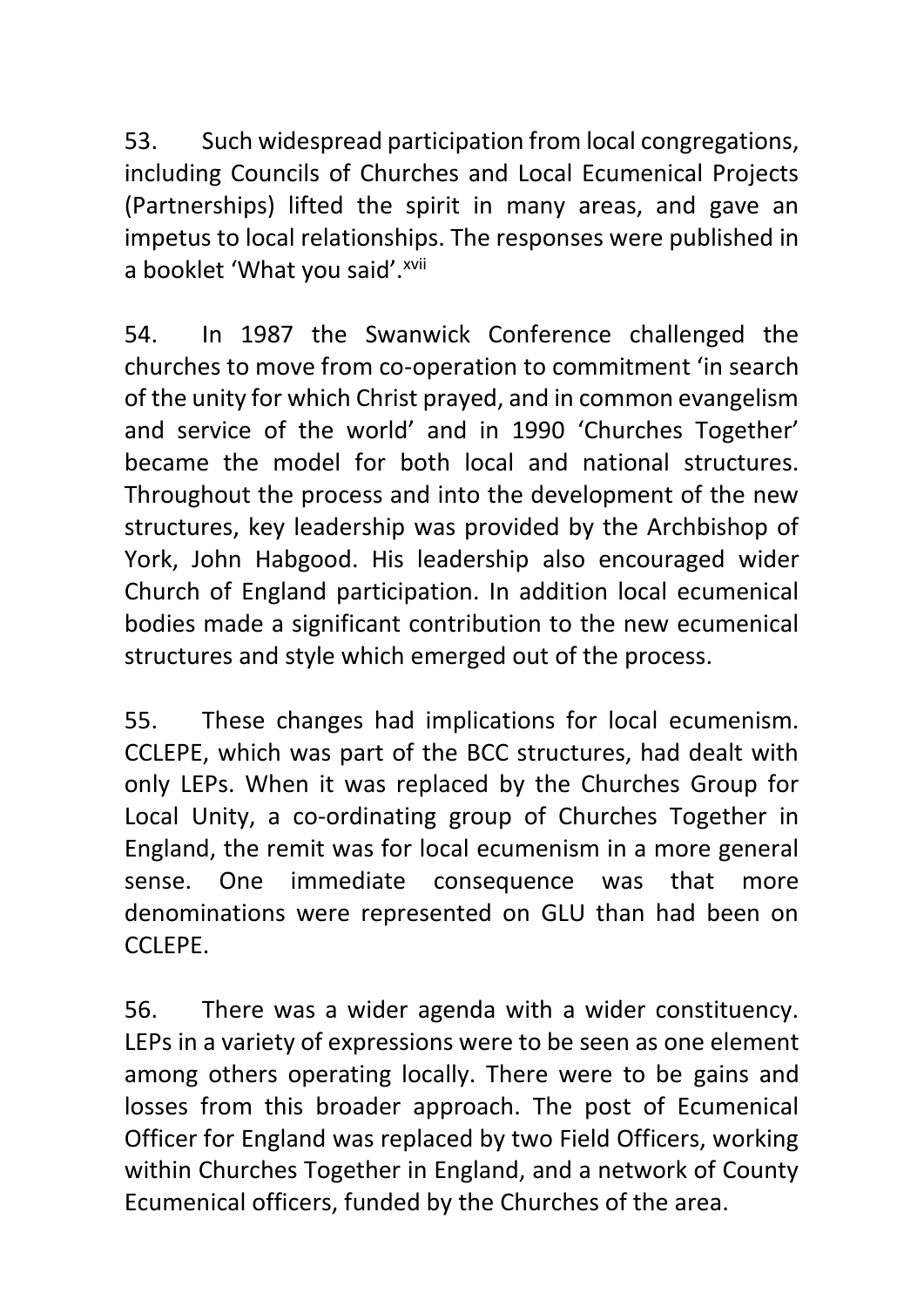53. Such widespread participation from local congregations, including Councils of Churches and Local Ecumenical Projects (Partnerships) lifted the spirit in many areas, and gave an impetus to local relationships. The responses were published in a booklet 'What you said'.[xvii]

54. In 1987 the Swanwick Conference challenged the churches to move from co-operation to commitment 'in search of the unity for which Christ prayed, and in common evangelism and service of the world' and in 1990 'Churches Together' became the model for both local and national structures. Throughout the process and into the development of the new structures, key leadership was provided by the Archbishop of York, John Habgood. His leadership also encouraged wider Church of England participation. In addition local ecumenical bodies made a significant contribution to the new ecumenical structures and style which emerged out of the process.

55. These changes had implications for local ecumenism. CCLEPE, which was part of the BCC structures, had dealt with only LEPs. When it was replaced by the Churches Group for Local Unity, a co-ordinating group of Churches Together in England, the remit was for local ecumenism in a more general sense. One immediate consequence was that more denominations were represented on GLU than had been on CCLEPE.

56. There was a wider agenda with a wider constituency. LEPs in a variety of expressions were to be seen as one element among others operating locally. There were to be gains and losses from this broader approach. The post of Ecumenical Officer for England was replaced by two Field Officers, working within Churches Together in England, and a network of County Ecumenical officers, funded by the Churches of the area.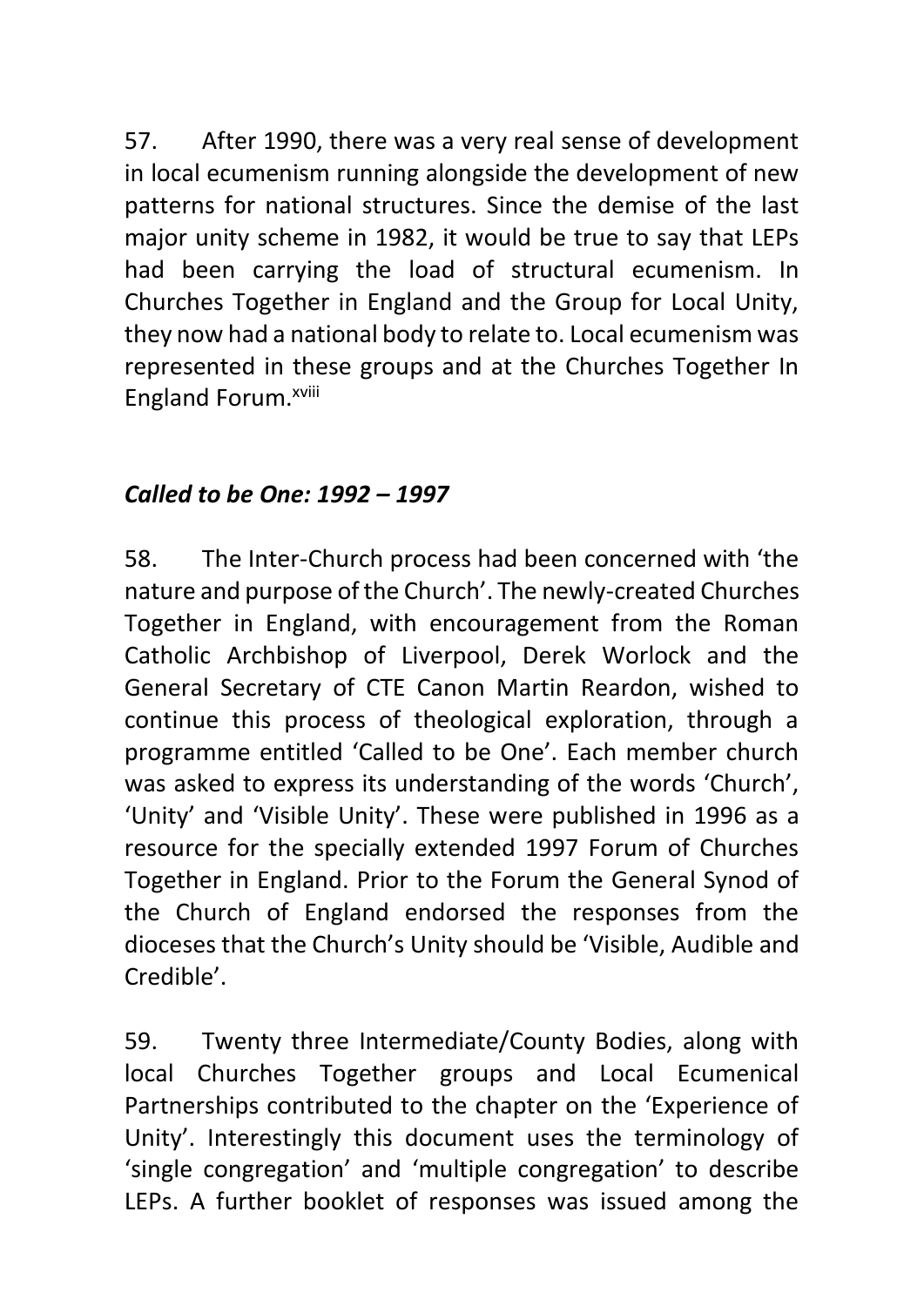57. After 1990, there was a very real sense of development in local ecumenism running alongside the development of new patterns for national structures. Since the demise of the last major unity scheme in 1982, it would be true to say that LEPs had been carrying the load of structural ecumenism. In Churches Together in England and the Group for Local Unity, they now had a national body to relate to. Local ecumenism was represented in these groups and at the Churches Together In England Forum.[xviii]

### *Called to be One: 1992 – 1997*

58. The Inter-Church process had been concerned with 'the nature and purpose of the Church'. The newly-created Churches Together in England, with encouragement from the Roman Catholic Archbishop of Liverpool, Derek Worlock and the General Secretary of CTE Canon Martin Reardon, wished to continue this process of theological exploration, through a programme entitled 'Called to be One'. Each member church was asked to express its understanding of the words 'Church', 'Unity' and 'Visible Unity'. These were published in 1996 as a resource for the specially extended 1997 Forum of Churches Together in England. Prior to the Forum the General Synod of the Church of England endorsed the responses from the dioceses that the Church's Unity should be 'Visible, Audible and Credible'.

59. Twenty three Intermediate/County Bodies, along with local Churches Together groups and Local Ecumenical Partnerships contributed to the chapter on the 'Experience of Unity'. Interestingly this document uses the terminology of 'single congregation' and 'multiple congregation' to describe LEPs. A further booklet of responses was issued among the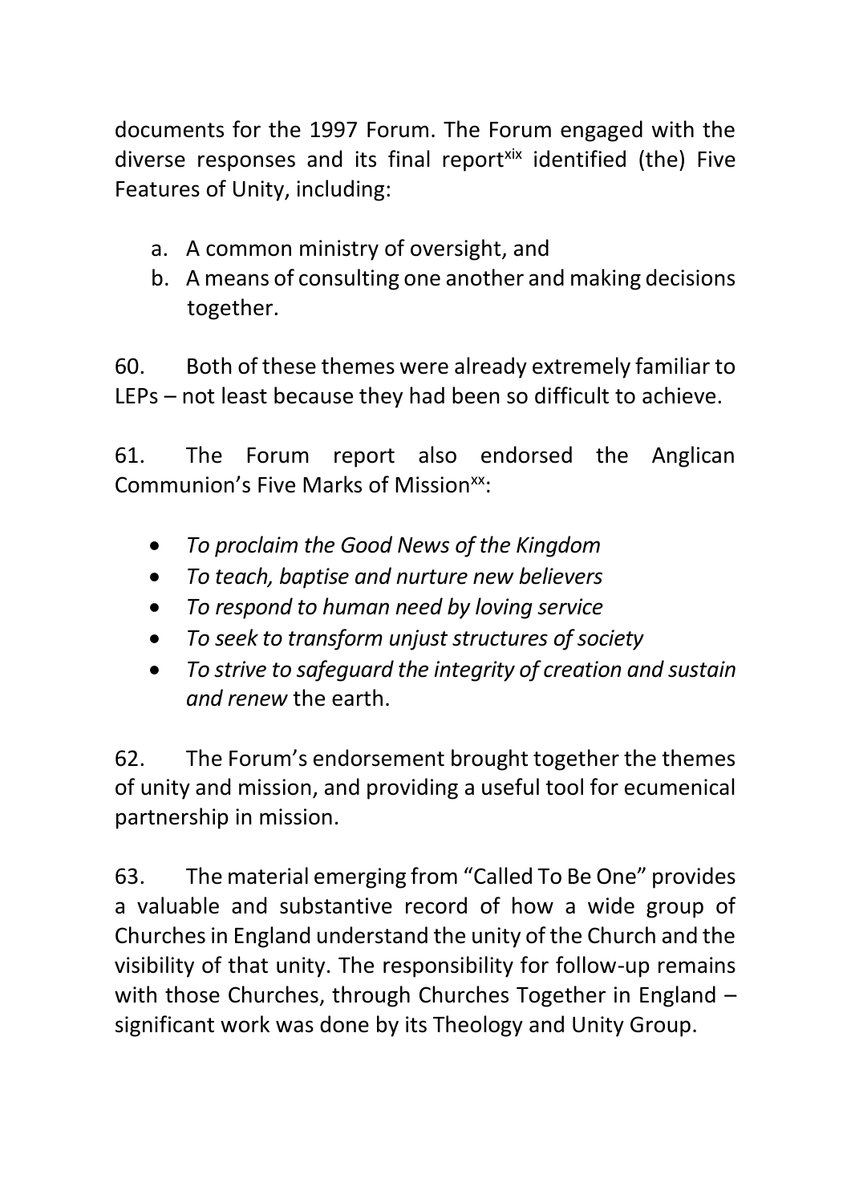documents for the 1997 Forum. The Forum engaged with the diverse responses and its final report[xix] identified (the) Five Features of Unity, including:

a. A common ministry of oversight, and
b. A means of consulting one another and making decisions together.

60. Both of these themes were already extremely familiar to LEPs – not least because they had been so difficult to achieve.

61. The Forum report also endorsed the Anglican Communion's Five Marks of Mission[xx]:

- *To proclaim the Good News of the Kingdom*
- *To teach, baptise and nurture new believers*
- *To respond to human need by loving service*
- *To seek to transform unjust structures of society*
- *To strive to safeguard the integrity of creation and sustain and renew* the earth.

62. The Forum's endorsement brought together the themes of unity and mission, and providing a useful tool for ecumenical partnership in mission.

63. The material emerging from "Called To Be One" provides a valuable and substantive record of how a wide group of Churches in England understand the unity of the Church and the visibility of that unity. The responsibility for follow-up remains with those Churches, through Churches Together in England – significant work was done by its Theology and Unity Group.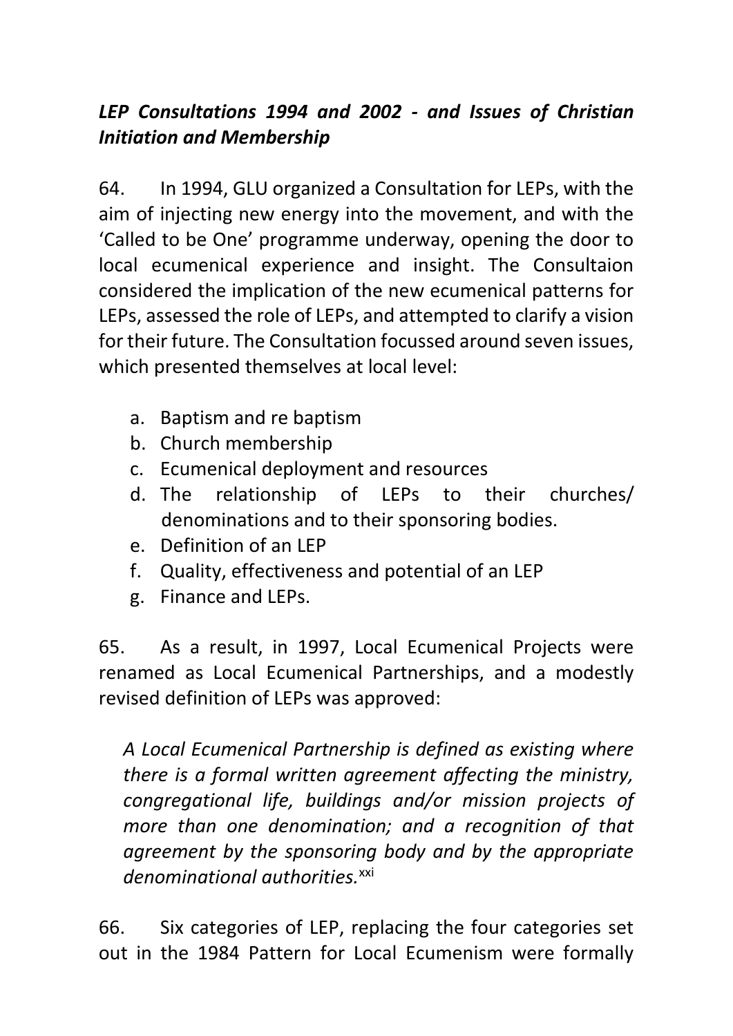### *LEP Consultations 1994 and 2002 - and Issues of Christian Initiation and Membership*

64. In 1994, GLU organized a Consultation for LEPs, with the aim of injecting new energy into the movement, and with the 'Called to be One' programme underway, opening the door to local ecumenical experience and insight. The Consultaion considered the implication of the new ecumenical patterns for LEPs, assessed the role of LEPs, and attempted to clarify a vision for their future. The Consultation focussed around seven issues, which presented themselves at local level:

a. Baptism and re baptism
b. Church membership
c. Ecumenical deployment and resources
d. The relationship of LEPs to their churches/ denominations and to their sponsoring bodies.
e. Definition of an LEP
f. Quality, effectiveness and potential of an LEP
g. Finance and LEPs.

65. As a result, in 1997, Local Ecumenical Projects were renamed as Local Ecumenical Partnerships, and a modestly revised definition of LEPs was approved:

> *A Local Ecumenical Partnership is defined as existing where there is a formal written agreement affecting the ministry, congregational life, buildings and/or mission projects of more than one denomination; and a recognition of that agreement by the sponsoring body and by the appropriate denominational authorities.*[xxi]

66. Six categories of LEP, replacing the four categories set out in the 1984 Pattern for Local Ecumenism were formally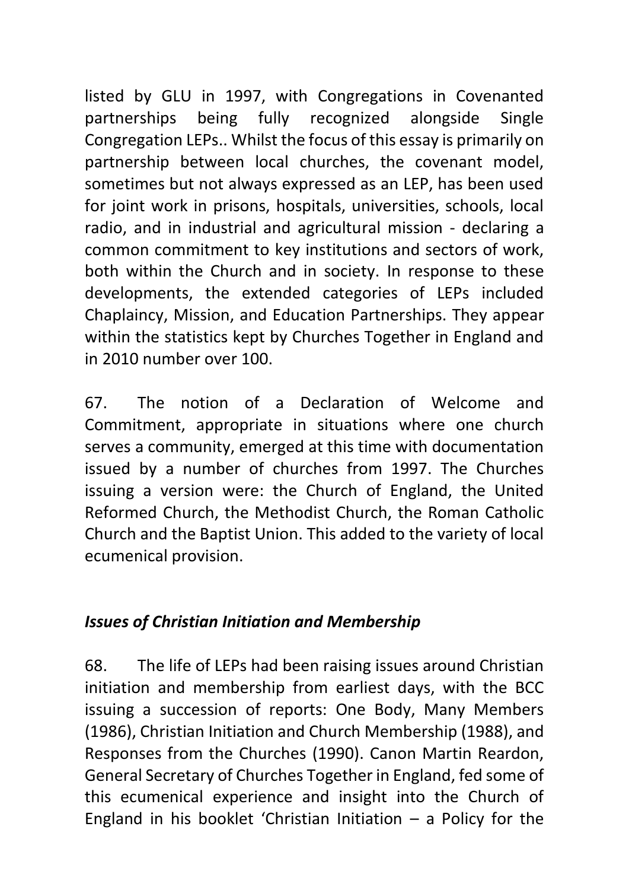listed by GLU in 1997, with Congregations in Covenanted partnerships being fully recognized alongside Single Congregation LEPs.. Whilst the focus of this essay is primarily on partnership between local churches, the covenant model, sometimes but not always expressed as an LEP, has been used for joint work in prisons, hospitals, universities, schools, local radio, and in industrial and agricultural mission - declaring a common commitment to key institutions and sectors of work, both within the Church and in society. In response to these developments, the extended categories of LEPs included Chaplaincy, Mission, and Education Partnerships. They appear within the statistics kept by Churches Together in England and in 2010 number over 100.

67. The notion of a Declaration of Welcome and Commitment, appropriate in situations where one church serves a community, emerged at this time with documentation issued by a number of churches from 1997. The Churches issuing a version were: the Church of England, the United Reformed Church, the Methodist Church, the Roman Catholic Church and the Baptist Union. This added to the variety of local ecumenical provision.

### *Issues of Christian Initiation and Membership*

68. The life of LEPs had been raising issues around Christian initiation and membership from earliest days, with the BCC issuing a succession of reports: One Body, Many Members (1986), Christian Initiation and Church Membership (1988), and Responses from the Churches (1990). Canon Martin Reardon, General Secretary of Churches Together in England, fed some of this ecumenical experience and insight into the Church of England in his booklet 'Christian Initiation – a Policy for the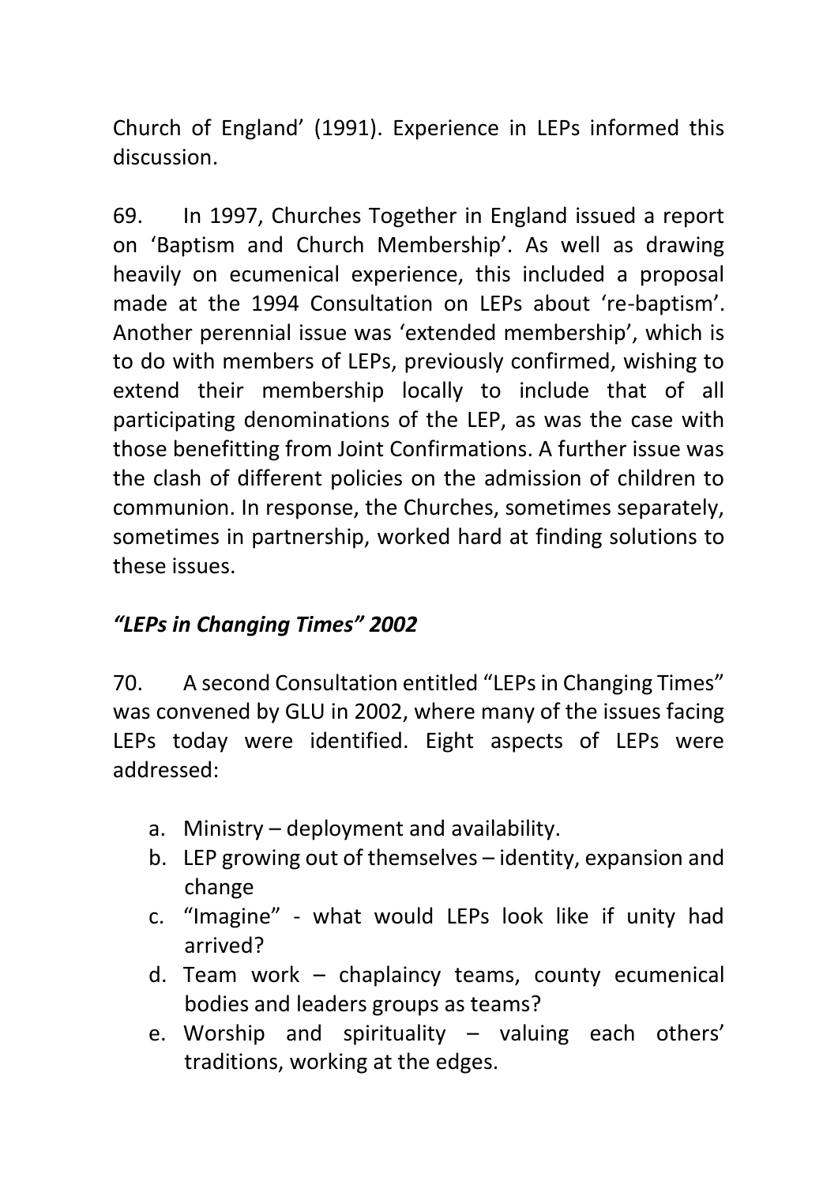Church of England' (1991). Experience in LEPs informed this discussion.

69. In 1997, Churches Together in England issued a report on 'Baptism and Church Membership'. As well as drawing heavily on ecumenical experience, this included a proposal made at the 1994 Consultation on LEPs about 're-baptism'. Another perennial issue was 'extended membership', which is to do with members of LEPs, previously confirmed, wishing to extend their membership locally to include that of all participating denominations of the LEP, as was the case with those benefitting from Joint Confirmations. A further issue was the clash of different policies on the admission of children to communion. In response, the Churches, sometimes separately, sometimes in partnership, worked hard at finding solutions to these issues.

### *"LEPs in Changing Times" 2002*

70. A second Consultation entitled "LEPs in Changing Times" was convened by GLU in 2002, where many of the issues facing LEPs today were identified. Eight aspects of LEPs were addressed:

a. Ministry – deployment and availability.
b. LEP growing out of themselves – identity, expansion and change
c. "Imagine" - what would LEPs look like if unity had arrived?
d. Team work – chaplaincy teams, county ecumenical bodies and leaders groups as teams?
e. Worship and spirituality – valuing each others' traditions, working at the edges.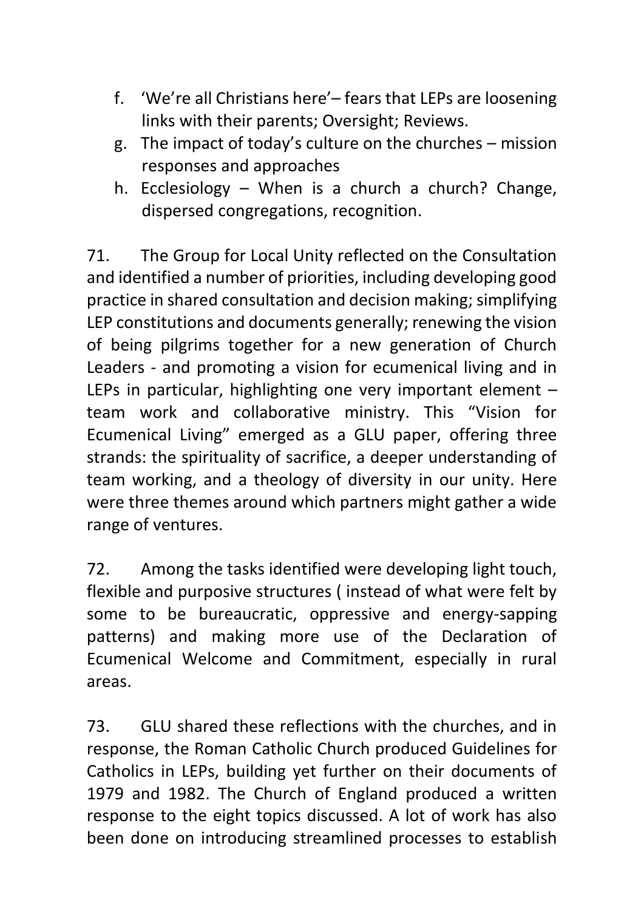f. 'We're all Christians here'– fears that LEPs are loosening links with their parents; Oversight; Reviews.
g. The impact of today's culture on the churches – mission responses and approaches
h. Ecclesiology – When is a church a church? Change, dispersed congregations, recognition.

71. The Group for Local Unity reflected on the Consultation and identified a number of priorities, including developing good practice in shared consultation and decision making; simplifying LEP constitutions and documents generally; renewing the vision of being pilgrims together for a new generation of Church Leaders - and promoting a vision for ecumenical living and in LEPs in particular, highlighting one very important element – team work and collaborative ministry. This "Vision for Ecumenical Living" emerged as a GLU paper, offering three strands: the spirituality of sacrifice, a deeper understanding of team working, and a theology of diversity in our unity. Here were three themes around which partners might gather a wide range of ventures.

72. Among the tasks identified were developing light touch, flexible and purposive structures ( instead of what were felt by some to be bureaucratic, oppressive and energy-sapping patterns) and making more use of the Declaration of Ecumenical Welcome and Commitment, especially in rural areas.

73. GLU shared these reflections with the churches, and in response, the Roman Catholic Church produced Guidelines for Catholics in LEPs, building yet further on their documents of 1979 and 1982. The Church of England produced a written response to the eight topics discussed. A lot of work has also been done on introducing streamlined processes to establish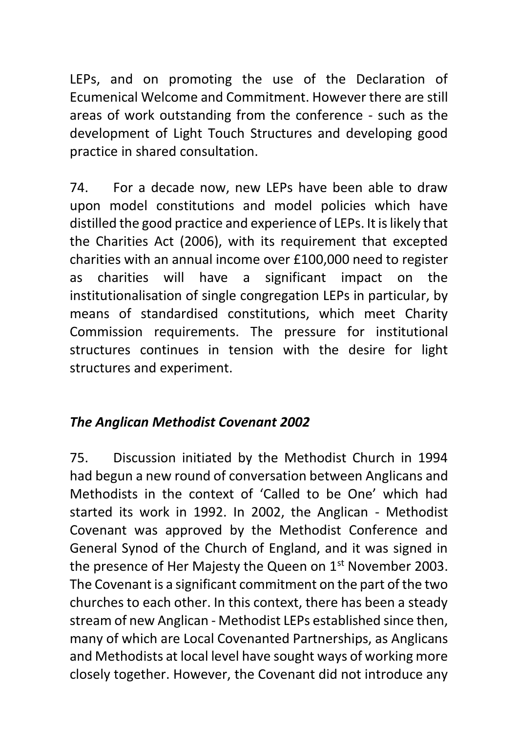LEPs, and on promoting the use of the Declaration of Ecumenical Welcome and Commitment. However there are still areas of work outstanding from the conference - such as the development of Light Touch Structures and developing good practice in shared consultation.

74. For a decade now, new LEPs have been able to draw upon model constitutions and model policies which have distilled the good practice and experience of LEPs. It is likely that the Charities Act (2006), with its requirement that excepted charities with an annual income over £100,000 need to register as charities will have a significant impact on the institutionalisation of single congregation LEPs in particular, by means of standardised constitutions, which meet Charity Commission requirements. The pressure for institutional structures continues in tension with the desire for light structures and experiment.

***The Anglican Methodist Covenant 2002***

75. Discussion initiated by the Methodist Church in 1994 had begun a new round of conversation between Anglicans and Methodists in the context of 'Called to be One' which had started its work in 1992. In 2002, the Anglican - Methodist Covenant was approved by the Methodist Conference and General Synod of the Church of England, and it was signed in the presence of Her Majesty the Queen on 1st November 2003. The Covenant is a significant commitment on the part of the two churches to each other. In this context, there has been a steady stream of new Anglican - Methodist LEPs established since then, many of which are Local Covenanted Partnerships, as Anglicans and Methodists at local level have sought ways of working more closely together. However, the Covenant did not introduce any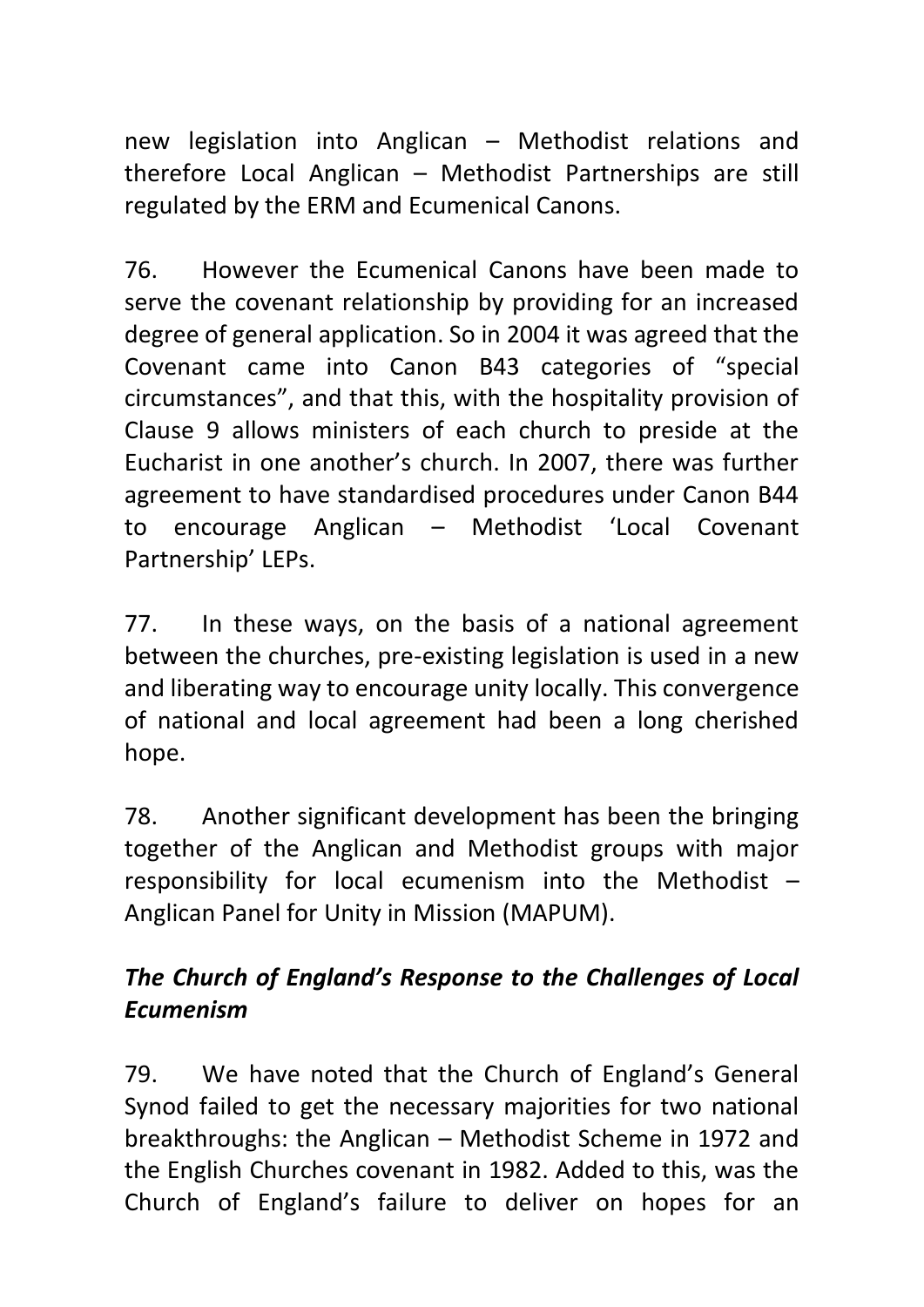new legislation into Anglican – Methodist relations and therefore Local Anglican – Methodist Partnerships are still regulated by the ERM and Ecumenical Canons.

76. However the Ecumenical Canons have been made to serve the covenant relationship by providing for an increased degree of general application. So in 2004 it was agreed that the Covenant came into Canon B43 categories of "special circumstances", and that this, with the hospitality provision of Clause 9 allows ministers of each church to preside at the Eucharist in one another's church. In 2007, there was further agreement to have standardised procedures under Canon B44 to encourage Anglican – Methodist 'Local Covenant Partnership' LEPs.

77. In these ways, on the basis of a national agreement between the churches, pre-existing legislation is used in a new and liberating way to encourage unity locally. This convergence of national and local agreement had been a long cherished hope.

78. Another significant development has been the bringing together of the Anglican and Methodist groups with major responsibility for local ecumenism into the Methodist – Anglican Panel for Unity in Mission (MAPUM).

### *The Church of England's Response to the Challenges of Local Ecumenism*

79. We have noted that the Church of England's General Synod failed to get the necessary majorities for two national breakthroughs: the Anglican – Methodist Scheme in 1972 and the English Churches covenant in 1982. Added to this, was the Church of England's failure to deliver on hopes for an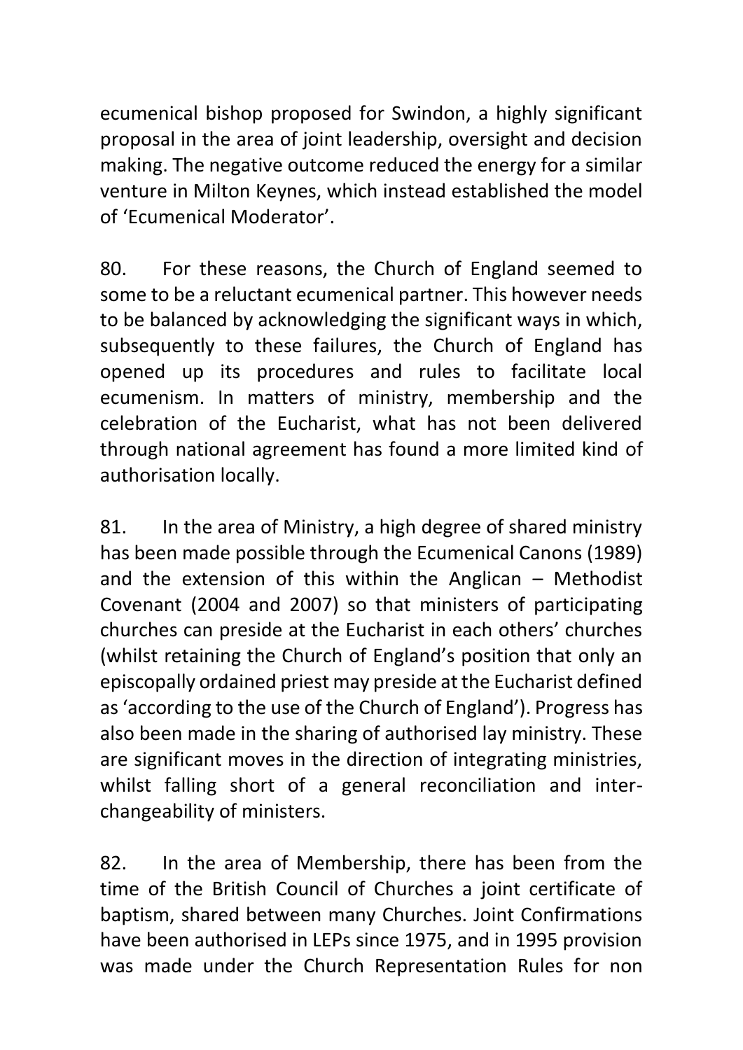ecumenical bishop proposed for Swindon, a highly significant proposal in the area of joint leadership, oversight and decision making. The negative outcome reduced the energy for a similar venture in Milton Keynes, which instead established the model of 'Ecumenical Moderator'.

80. For these reasons, the Church of England seemed to some to be a reluctant ecumenical partner. This however needs to be balanced by acknowledging the significant ways in which, subsequently to these failures, the Church of England has opened up its procedures and rules to facilitate local ecumenism. In matters of ministry, membership and the celebration of the Eucharist, what has not been delivered through national agreement has found a more limited kind of authorisation locally.

81. In the area of Ministry, a high degree of shared ministry has been made possible through the Ecumenical Canons (1989) and the extension of this within the Anglican – Methodist Covenant (2004 and 2007) so that ministers of participating churches can preside at the Eucharist in each others' churches (whilst retaining the Church of England's position that only an episcopally ordained priest may preside at the Eucharist defined as 'according to the use of the Church of England'). Progress has also been made in the sharing of authorised lay ministry. These are significant moves in the direction of integrating ministries, whilst falling short of a general reconciliation and inter-changeability of ministers.

82. In the area of Membership, there has been from the time of the British Council of Churches a joint certificate of baptism, shared between many Churches. Joint Confirmations have been authorised in LEPs since 1975, and in 1995 provision was made under the Church Representation Rules for non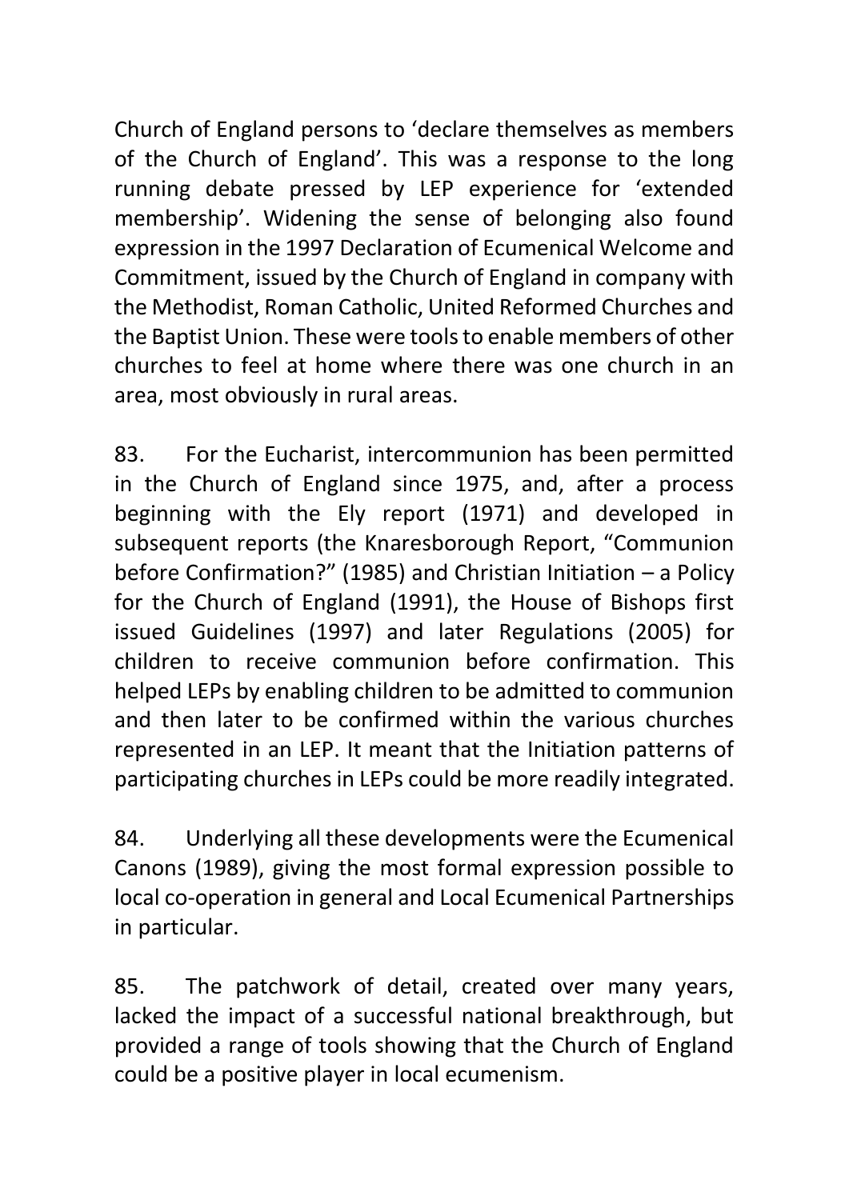Church of England persons to 'declare themselves as members of the Church of England'. This was a response to the long running debate pressed by LEP experience for 'extended membership'. Widening the sense of belonging also found expression in the 1997 Declaration of Ecumenical Welcome and Commitment, issued by the Church of England in company with the Methodist, Roman Catholic, United Reformed Churches and the Baptist Union. These were tools to enable members of other churches to feel at home where there was one church in an area, most obviously in rural areas.

83. For the Eucharist, intercommunion has been permitted in the Church of England since 1975, and, after a process beginning with the Ely report (1971) and developed in subsequent reports (the Knaresborough Report, "Communion before Confirmation?" (1985) and Christian Initiation – a Policy for the Church of England (1991), the House of Bishops first issued Guidelines (1997) and later Regulations (2005) for children to receive communion before confirmation. This helped LEPs by enabling children to be admitted to communion and then later to be confirmed within the various churches represented in an LEP. It meant that the Initiation patterns of participating churches in LEPs could be more readily integrated.

84. Underlying all these developments were the Ecumenical Canons (1989), giving the most formal expression possible to local co-operation in general and Local Ecumenical Partnerships in particular.

85. The patchwork of detail, created over many years, lacked the impact of a successful national breakthrough, but provided a range of tools showing that the Church of England could be a positive player in local ecumenism.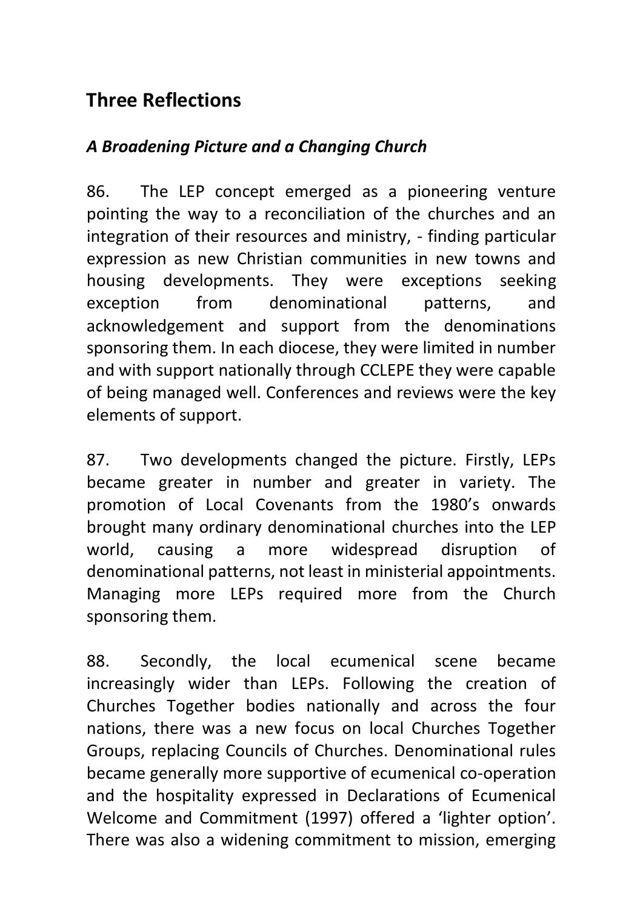## Three Reflections

### *A Broadening Picture and a Changing Church*

86. The LEP concept emerged as a pioneering venture pointing the way to a reconciliation of the churches and an integration of their resources and ministry, - finding particular expression as new Christian communities in new towns and housing developments. They were exceptions seeking exception from denominational patterns, and acknowledgement and support from the denominations sponsoring them. In each diocese, they were limited in number and with support nationally through CCLEPE they were capable of being managed well. Conferences and reviews were the key elements of support.

87. Two developments changed the picture. Firstly, LEPs became greater in number and greater in variety. The promotion of Local Covenants from the 1980's onwards brought many ordinary denominational churches into the LEP world, causing a more widespread disruption of denominational patterns, not least in ministerial appointments. Managing more LEPs required more from the Church sponsoring them.

88. Secondly, the local ecumenical scene became increasingly wider than LEPs. Following the creation of Churches Together bodies nationally and across the four nations, there was a new focus on local Churches Together Groups, replacing Councils of Churches. Denominational rules became generally more supportive of ecumenical co-operation and the hospitality expressed in Declarations of Ecumenical Welcome and Commitment (1997) offered a 'lighter option'. There was also a widening commitment to mission, emerging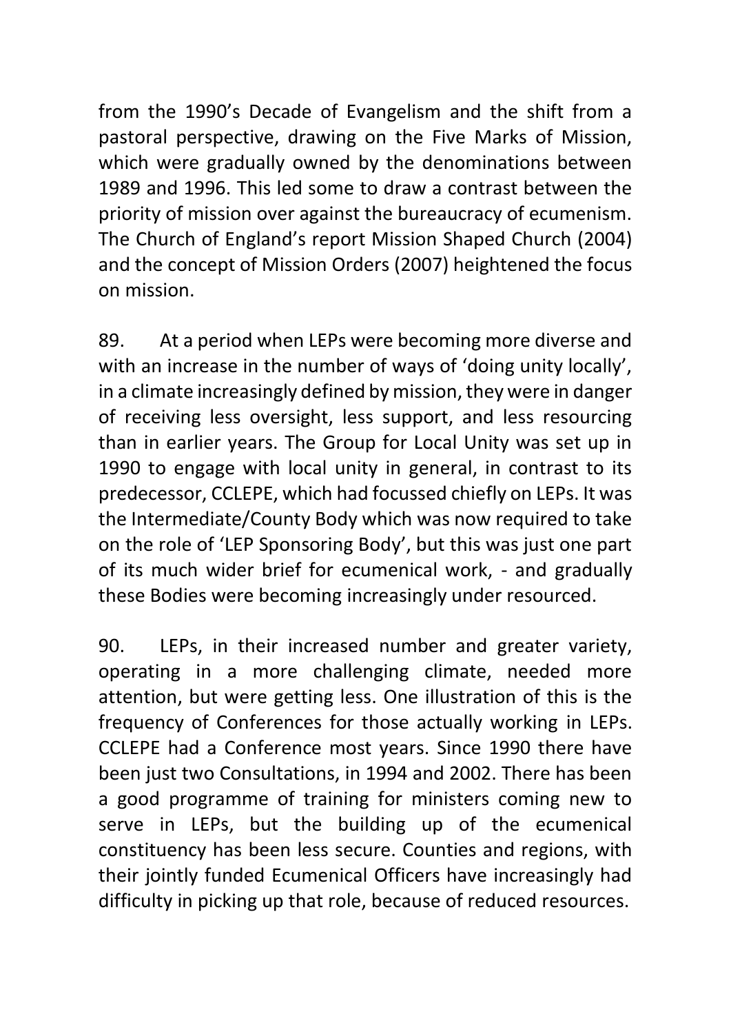from the 1990's Decade of Evangelism and the shift from a pastoral perspective, drawing on the Five Marks of Mission, which were gradually owned by the denominations between 1989 and 1996. This led some to draw a contrast between the priority of mission over against the bureaucracy of ecumenism. The Church of England's report Mission Shaped Church (2004) and the concept of Mission Orders (2007) heightened the focus on mission.

89. At a period when LEPs were becoming more diverse and with an increase in the number of ways of 'doing unity locally', in a climate increasingly defined by mission, they were in danger of receiving less oversight, less support, and less resourcing than in earlier years. The Group for Local Unity was set up in 1990 to engage with local unity in general, in contrast to its predecessor, CCLEPE, which had focussed chiefly on LEPs. It was the Intermediate/County Body which was now required to take on the role of 'LEP Sponsoring Body', but this was just one part of its much wider brief for ecumenical work, - and gradually these Bodies were becoming increasingly under resourced.

90. LEPs, in their increased number and greater variety, operating in a more challenging climate, needed more attention, but were getting less. One illustration of this is the frequency of Conferences for those actually working in LEPs. CCLEPE had a Conference most years. Since 1990 there have been just two Consultations, in 1994 and 2002. There has been a good programme of training for ministers coming new to serve in LEPs, but the building up of the ecumenical constituency has been less secure. Counties and regions, with their jointly funded Ecumenical Officers have increasingly had difficulty in picking up that role, because of reduced resources.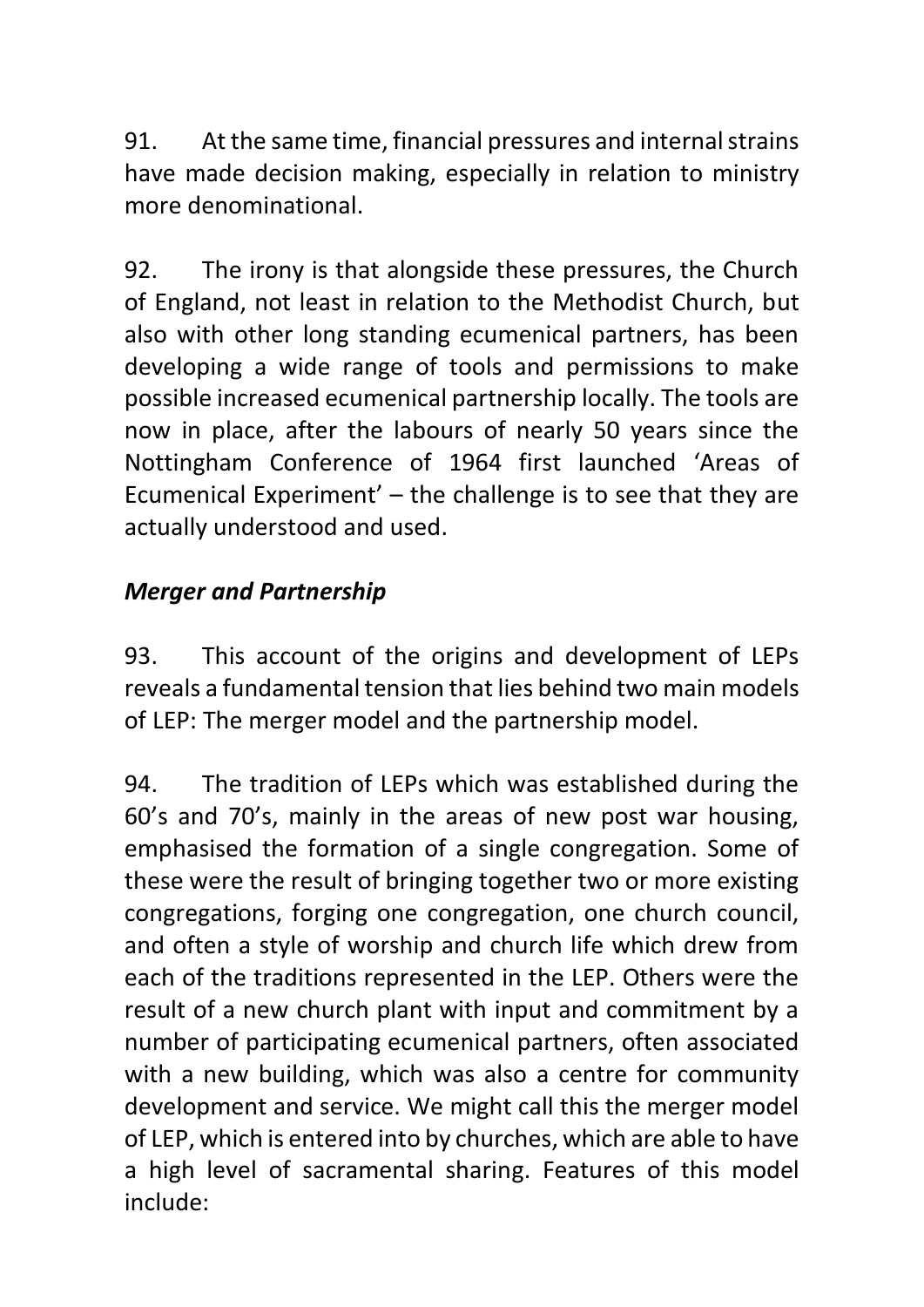91. At the same time, financial pressures and internal strains have made decision making, especially in relation to ministry more denominational.

92. The irony is that alongside these pressures, the Church of England, not least in relation to the Methodist Church, but also with other long standing ecumenical partners, has been developing a wide range of tools and permissions to make possible increased ecumenical partnership locally. The tools are now in place, after the labours of nearly 50 years since the Nottingham Conference of 1964 first launched 'Areas of Ecumenical Experiment' – the challenge is to see that they are actually understood and used.

***Merger and Partnership***

93. This account of the origins and development of LEPs reveals a fundamental tension that lies behind two main models of LEP: The merger model and the partnership model.

94. The tradition of LEPs which was established during the 60's and 70's, mainly in the areas of new post war housing, emphasised the formation of a single congregation. Some of these were the result of bringing together two or more existing congregations, forging one congregation, one church council, and often a style of worship and church life which drew from each of the traditions represented in the LEP. Others were the result of a new church plant with input and commitment by a number of participating ecumenical partners, often associated with a new building, which was also a centre for community development and service. We might call this the merger model of LEP, which is entered into by churches, which are able to have a high level of sacramental sharing. Features of this model include: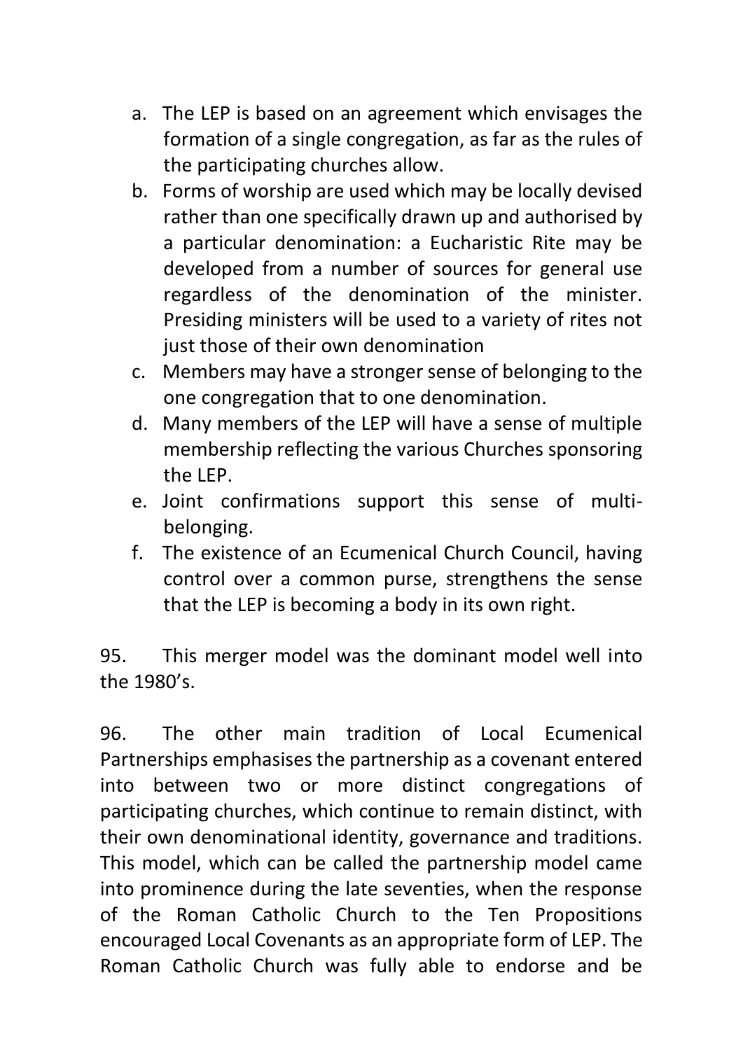a. The LEP is based on an agreement which envisages the formation of a single congregation, as far as the rules of the participating churches allow.
b. Forms of worship are used which may be locally devised rather than one specifically drawn up and authorised by a particular denomination: a Eucharistic Rite may be developed from a number of sources for general use regardless of the denomination of the minister. Presiding ministers will be used to a variety of rites not just those of their own denomination
c. Members may have a stronger sense of belonging to the one congregation that to one denomination.
d. Many members of the LEP will have a sense of multiple membership reflecting the various Churches sponsoring the LEP.
e. Joint confirmations support this sense of multi-belonging.
f. The existence of an Ecumenical Church Council, having control over a common purse, strengthens the sense that the LEP is becoming a body in its own right.

95. This merger model was the dominant model well into the 1980's.

96. The other main tradition of Local Ecumenical Partnerships emphasises the partnership as a covenant entered into between two or more distinct congregations of participating churches, which continue to remain distinct, with their own denominational identity, governance and traditions. This model, which can be called the partnership model came into prominence during the late seventies, when the response of the Roman Catholic Church to the Ten Propositions encouraged Local Covenants as an appropriate form of LEP. The Roman Catholic Church was fully able to endorse and be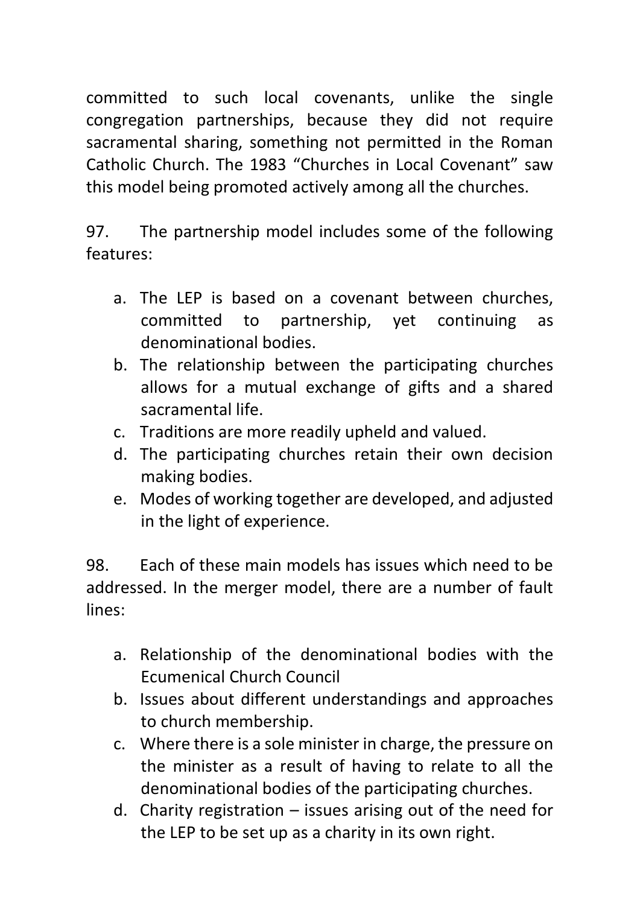committed to such local covenants, unlike the single congregation partnerships, because they did not require sacramental sharing, something not permitted in the Roman Catholic Church. The 1983 “Churches in Local Covenant” saw this model being promoted actively among all the churches.

97. The partnership model includes some of the following features:

a. The LEP is based on a covenant between churches, committed to partnership, yet continuing as denominational bodies.
b. The relationship between the participating churches allows for a mutual exchange of gifts and a shared sacramental life.
c. Traditions are more readily upheld and valued.
d. The participating churches retain their own decision making bodies.
e. Modes of working together are developed, and adjusted in the light of experience.

98. Each of these main models has issues which need to be addressed. In the merger model, there are a number of fault lines:

a. Relationship of the denominational bodies with the Ecumenical Church Council
b. Issues about different understandings and approaches to church membership.
c. Where there is a sole minister in charge, the pressure on the minister as a result of having to relate to all the denominational bodies of the participating churches.
d. Charity registration – issues arising out of the need for the LEP to be set up as a charity in its own right.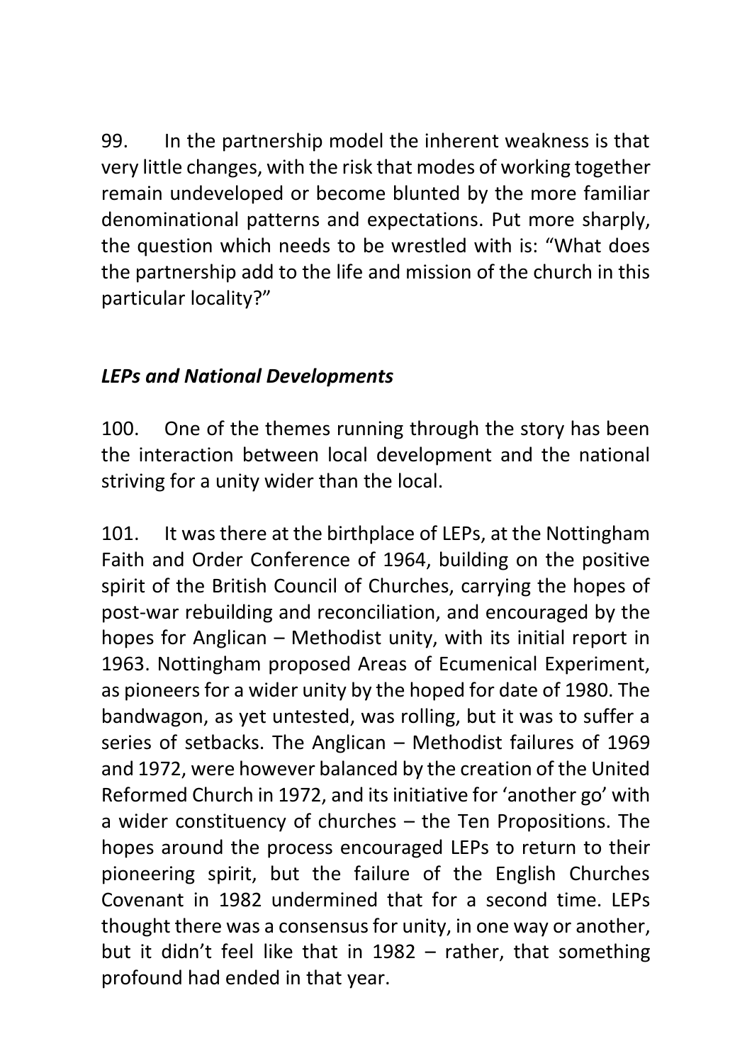99. In the partnership model the inherent weakness is that very little changes, with the risk that modes of working together remain undeveloped or become blunted by the more familiar denominational patterns and expectations. Put more sharply, the question which needs to be wrestled with is: “What does the partnership add to the life and mission of the church in this particular locality?”

### *LEPs and National Developments*

100. One of the themes running through the story has been the interaction between local development and the national striving for a unity wider than the local.

101. It was there at the birthplace of LEPs, at the Nottingham Faith and Order Conference of 1964, building on the positive spirit of the British Council of Churches, carrying the hopes of post-war rebuilding and reconciliation, and encouraged by the hopes for Anglican – Methodist unity, with its initial report in 1963. Nottingham proposed Areas of Ecumenical Experiment, as pioneers for a wider unity by the hoped for date of 1980. The bandwagon, as yet untested, was rolling, but it was to suffer a series of setbacks. The Anglican – Methodist failures of 1969 and 1972, were however balanced by the creation of the United Reformed Church in 1972, and its initiative for ‘another go’ with a wider constituency of churches – the Ten Propositions. The hopes around the process encouraged LEPs to return to their pioneering spirit, but the failure of the English Churches Covenant in 1982 undermined that for a second time. LEPs thought there was a consensus for unity, in one way or another, but it didn’t feel like that in 1982 – rather, that something profound had ended in that year.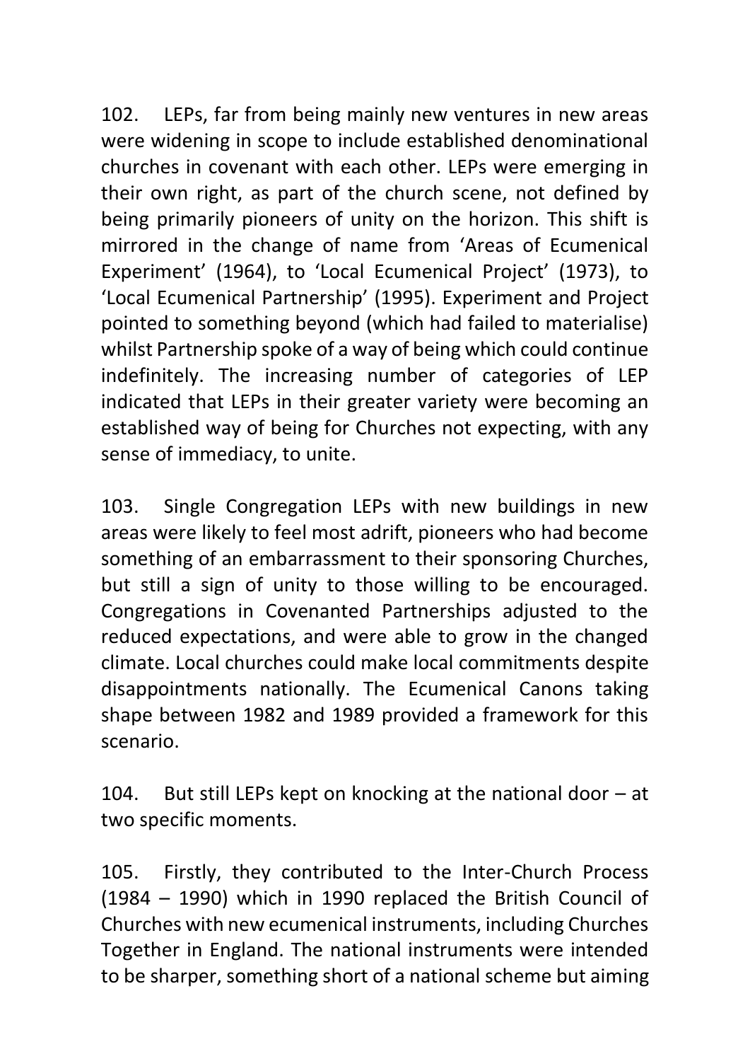102. LEPs, far from being mainly new ventures in new areas were widening in scope to include established denominational churches in covenant with each other. LEPs were emerging in their own right, as part of the church scene, not defined by being primarily pioneers of unity on the horizon. This shift is mirrored in the change of name from 'Areas of Ecumenical Experiment' (1964), to 'Local Ecumenical Project' (1973), to 'Local Ecumenical Partnership' (1995). Experiment and Project pointed to something beyond (which had failed to materialise) whilst Partnership spoke of a way of being which could continue indefinitely. The increasing number of categories of LEP indicated that LEPs in their greater variety were becoming an established way of being for Churches not expecting, with any sense of immediacy, to unite.

103. Single Congregation LEPs with new buildings in new areas were likely to feel most adrift, pioneers who had become something of an embarrassment to their sponsoring Churches, but still a sign of unity to those willing to be encouraged. Congregations in Covenanted Partnerships adjusted to the reduced expectations, and were able to grow in the changed climate. Local churches could make local commitments despite disappointments nationally. The Ecumenical Canons taking shape between 1982 and 1989 provided a framework for this scenario.

104. But still LEPs kept on knocking at the national door – at two specific moments.

105. Firstly, they contributed to the Inter-Church Process (1984 – 1990) which in 1990 replaced the British Council of Churches with new ecumenical instruments, including Churches Together in England. The national instruments were intended to be sharper, something short of a national scheme but aiming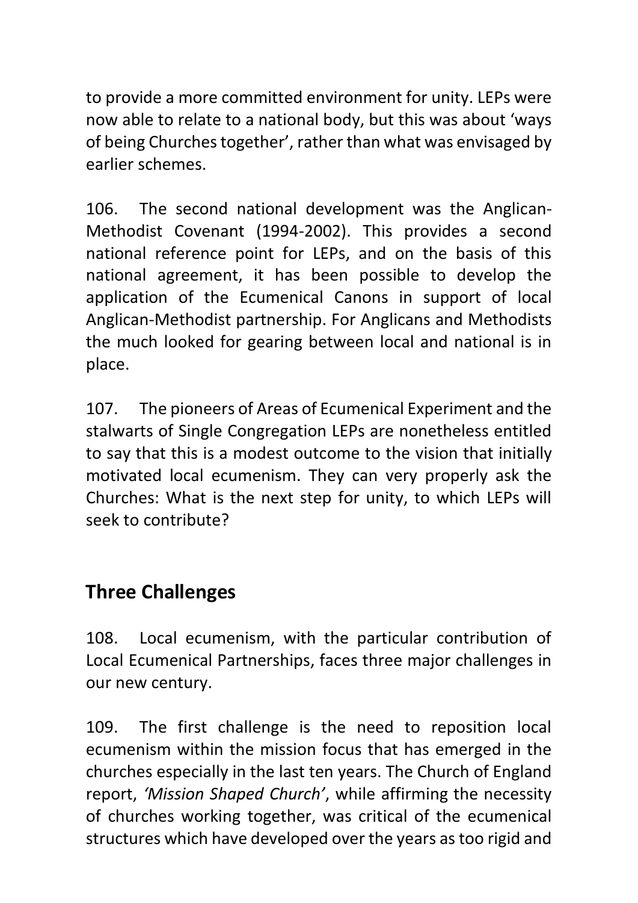to provide a more committed environment for unity. LEPs were now able to relate to a national body, but this was about 'ways of being Churches together', rather than what was envisaged by earlier schemes.

106. The second national development was the Anglican-Methodist Covenant (1994-2002). This provides a second national reference point for LEPs, and on the basis of this national agreement, it has been possible to develop the application of the Ecumenical Canons in support of local Anglican-Methodist partnership. For Anglicans and Methodists the much looked for gearing between local and national is in place.

107. The pioneers of Areas of Ecumenical Experiment and the stalwarts of Single Congregation LEPs are nonetheless entitled to say that this is a modest outcome to the vision that initially motivated local ecumenism. They can very properly ask the Churches: What is the next step for unity, to which LEPs will seek to contribute?

## Three Challenges

108. Local ecumenism, with the particular contribution of Local Ecumenical Partnerships, faces three major challenges in our new century.

109. The first challenge is the need to reposition local ecumenism within the mission focus that has emerged in the churches especially in the last ten years. The Church of England report, *'Mission Shaped Church'*, while affirming the necessity of churches working together, was critical of the ecumenical structures which have developed over the years as too rigid and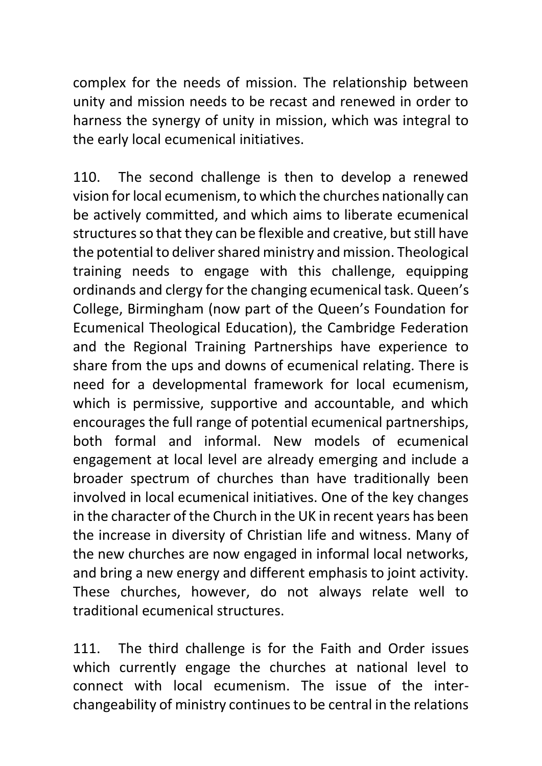complex for the needs of mission. The relationship between unity and mission needs to be recast and renewed in order to harness the synergy of unity in mission, which was integral to the early local ecumenical initiatives.

110. The second challenge is then to develop a renewed vision for local ecumenism, to which the churches nationally can be actively committed, and which aims to liberate ecumenical structures so that they can be flexible and creative, but still have the potential to deliver shared ministry and mission. Theological training needs to engage with this challenge, equipping ordinands and clergy for the changing ecumenical task. Queen's College, Birmingham (now part of the Queen's Foundation for Ecumenical Theological Education), the Cambridge Federation and the Regional Training Partnerships have experience to share from the ups and downs of ecumenical relating. There is need for a developmental framework for local ecumenism, which is permissive, supportive and accountable, and which encourages the full range of potential ecumenical partnerships, both formal and informal. New models of ecumenical engagement at local level are already emerging and include a broader spectrum of churches than have traditionally been involved in local ecumenical initiatives. One of the key changes in the character of the Church in the UK in recent years has been the increase in diversity of Christian life and witness. Many of the new churches are now engaged in informal local networks, and bring a new energy and different emphasis to joint activity. These churches, however, do not always relate well to traditional ecumenical structures.

111. The third challenge is for the Faith and Order issues which currently engage the churches at national level to connect with local ecumenism. The issue of the inter-changeability of ministry continues to be central in the relations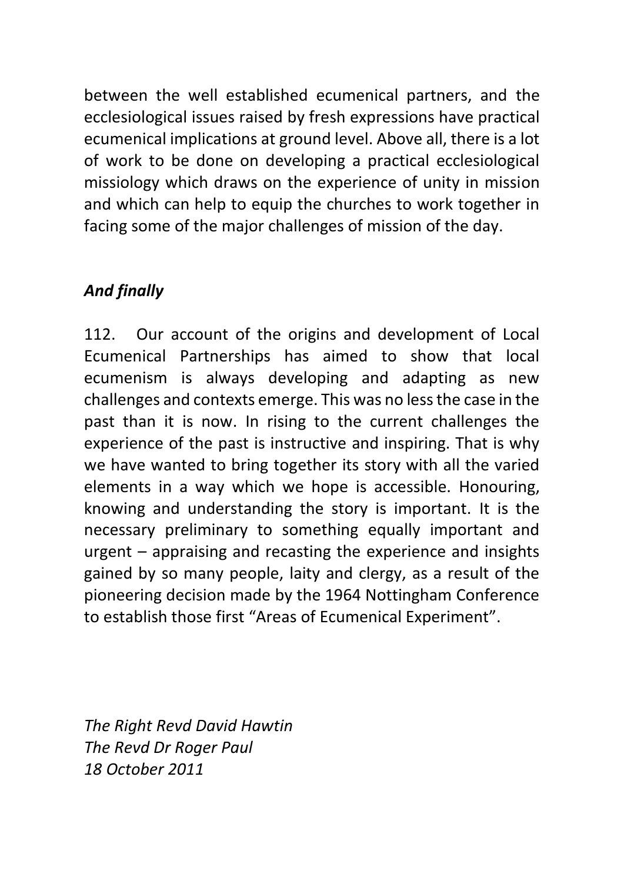between the well established ecumenical partners, and the ecclesiological issues raised by fresh expressions have practical ecumenical implications at ground level. Above all, there is a lot of work to be done on developing a practical ecclesiological missiology which draws on the experience of unity in mission and which can help to equip the churches to work together in facing some of the major challenges of mission of the day.

### *And finally*

112. Our account of the origins and development of Local Ecumenical Partnerships has aimed to show that local ecumenism is always developing and adapting as new challenges and contexts emerge. This was no less the case in the past than it is now. In rising to the current challenges the experience of the past is instructive and inspiring. That is why we have wanted to bring together its story with all the varied elements in a way which we hope is accessible. Honouring, knowing and understanding the story is important. It is the necessary preliminary to something equally important and urgent – appraising and recasting the experience and insights gained by so many people, laity and clergy, as a result of the pioneering decision made by the 1964 Nottingham Conference to establish those first “Areas of Ecumenical Experiment”.

*The Right Revd David Hawtin*
*The Revd Dr Roger Paul*
*18 October 2011*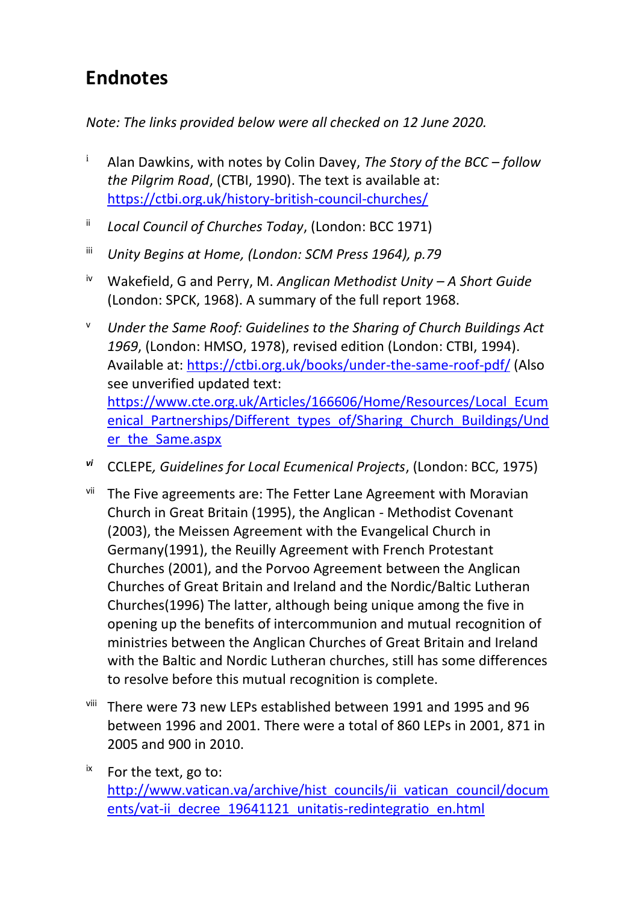# Endnotes

*Note: The links provided below were all checked on 12 June 2020.*

[i] Alan Dawkins, with notes by Colin Davey, *The Story of the BCC – follow the Pilgrim Road*, (CTBI, 1990). The text is available at: https://ctbi.org.uk/history-british-council-churches/

[ii] *Local Council of Churches Today*, (London: BCC 1971)

[iii] *Unity Begins at Home, (London: SCM Press 1964), p.79*

[iv] Wakefield, G and Perry, M. *Anglican Methodist Unity – A Short Guide* (London: SPCK, 1968). A summary of the full report 1968.

[v] *Under the Same Roof: Guidelines to the Sharing of Church Buildings Act 1969*, (London: HMSO, 1978), revised edition (London: CTBI, 1994). Available at: https://ctbi.org.uk/books/under-the-same-roof-pdf/ (Also see unverified updated text: https://www.cte.org.uk/Articles/166606/Home/Resources/Local_Ecumenical_Partnerships/Different_types_of/Sharing_Church_Buildings/Under_the_Same.aspx

[vi] CCLEPE*, Guidelines for Local Ecumenical Projects*, (London: BCC, 1975)

[vii] The Five agreements are: The Fetter Lane Agreement with Moravian Church in Great Britain (1995), the Anglican - Methodist Covenant (2003), the Meissen Agreement with the Evangelical Church in Germany(1991), the Reuilly Agreement with French Protestant Churches (2001), and the Porvoo Agreement between the Anglican Churches of Great Britain and Ireland and the Nordic/Baltic Lutheran Churches(1996) The latter, although being unique among the five in opening up the benefits of intercommunion and mutual recognition of ministries between the Anglican Churches of Great Britain and Ireland with the Baltic and Nordic Lutheran churches, still has some differences to resolve before this mutual recognition is complete.

[viii] There were 73 new LEPs established between 1991 and 1995 and 96 between 1996 and 2001. There were a total of 860 LEPs in 2001, 871 in 2005 and 900 in 2010.

[ix] For the text, go to: http://www.vatican.va/archive/hist_councils/ii_vatican_council/documents/vat-ii_decree_19641121_unitatis-redintegratio_en.html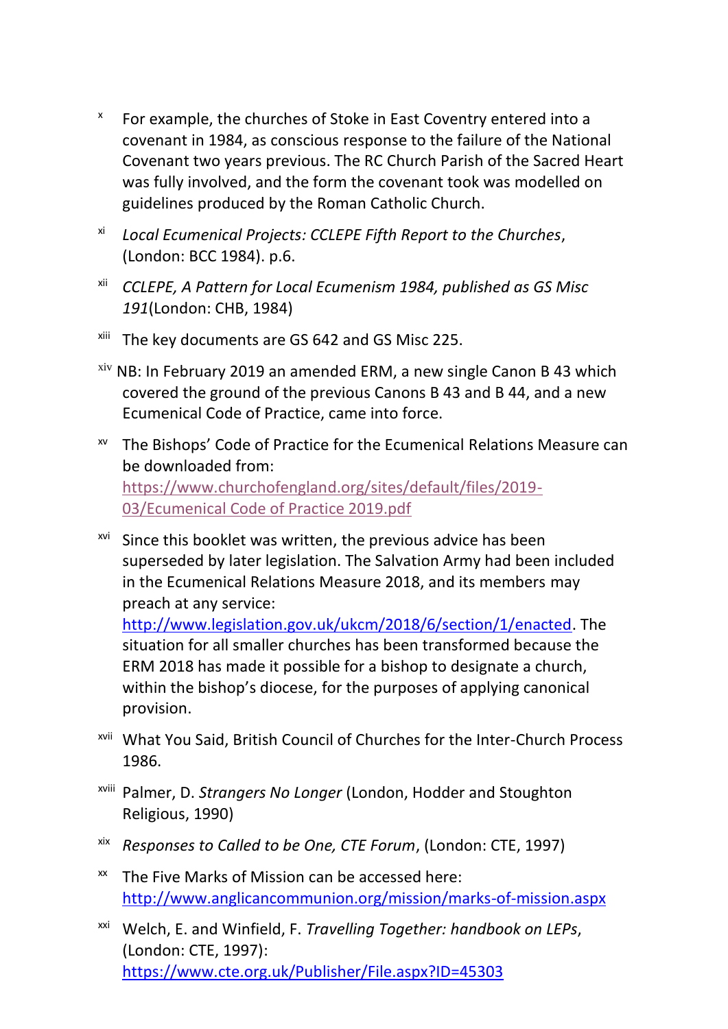[x] For example, the churches of Stoke in East Coventry entered into a covenant in 1984, as conscious response to the failure of the National Covenant two years previous. The RC Church Parish of the Sacred Heart was fully involved, and the form the covenant took was modelled on guidelines produced by the Roman Catholic Church.

[xi] *Local Ecumenical Projects: CCLEPE Fifth Report to the Churches*, (London: BCC 1984). p.6.

[xii] *CCLEPE, A Pattern for Local Ecumenism 1984, published as GS Misc 191*(London: CHB, 1984)

[xiii] The key documents are GS 642 and GS Misc 225.

[xiv] NB: In February 2019 an amended ERM, a new single Canon B 43 which covered the ground of the previous Canons B 43 and B 44, and a new Ecumenical Code of Practice, came into force.

[xv] The Bishops' Code of Practice for the Ecumenical Relations Measure can be downloaded from: https://www.churchofengland.org/sites/default/files/2019-03/Ecumenical Code of Practice 2019.pdf

[xvi] Since this booklet was written, the previous advice has been superseded by later legislation. The Salvation Army had been included in the Ecumenical Relations Measure 2018, and its members may preach at any service: http://www.legislation.gov.uk/ukcm/2018/6/section/1/enacted. The situation for all smaller churches has been transformed because the ERM 2018 has made it possible for a bishop to designate a church, within the bishop's diocese, for the purposes of applying canonical provision.

[xvii] What You Said, British Council of Churches for the Inter-Church Process 1986.

[xviii] Palmer, D. *Strangers No Longer* (London, Hodder and Stoughton Religious, 1990)

[xix] *Responses to Called to be One, CTE Forum*, (London: CTE, 1997)

[xx] The Five Marks of Mission can be accessed here: http://www.anglicancommunion.org/mission/marks-of-mission.aspx

[xxi] Welch, E. and Winfield, F. *Travelling Together: handbook on LEPs*, (London: CTE, 1997): https://www.cte.org.uk/Publisher/File.aspx?ID=45303